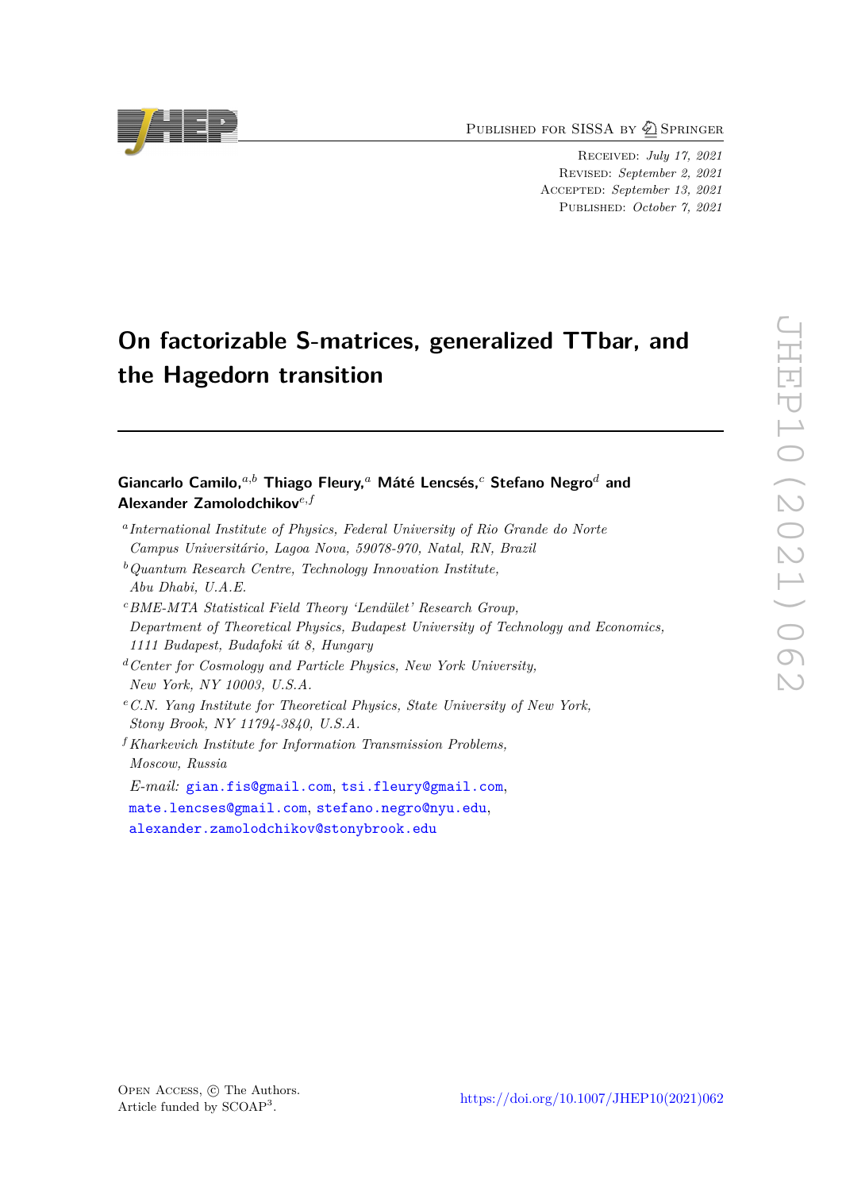Published for SISSA by Springer

Received: July 17, 2021
Revised: September 2, 2021
Accepted: September 13, 2021
Published: October 7, 2021

# On factorizable S-matrices, generalized TTbar, and the Hagedorn transition

**Giancarlo Camilo,**[a,b] **Thiago Fleury,**[a] **Máté Lencsés,**[c] **Stefano Negro**[d] **and Alexander Zamolodchikov**[e,f]

[a] *International Institute of Physics, Federal University of Rio Grande do Norte Campus Universitário, Lagoa Nova, 59078-970, Natal, RN, Brazil*

[b] *Quantum Research Centre, Technology Innovation Institute, Abu Dhabi, U.A.E.*

[c] *BME-MTA Statistical Field Theory 'Lendület' Research Group, Department of Theoretical Physics, Budapest University of Technology and Economics, 1111 Budapest, Budafoki út 8, Hungary*

[d] *Center for Cosmology and Particle Physics, New York University, New York, NY 10003, U.S.A.*

[e] *C.N. Yang Institute for Theoretical Physics, State University of New York, Stony Brook, NY 11794-3840, U.S.A.*

[f] *Kharkevich Institute for Information Transmission Problems, Moscow, Russia*

*E-mail:* gian.fis@gmail.com, tsi.fleury@gmail.com, mate.lencses@gmail.com, stefano.negro@nyu.edu, alexander.zamolodchikov@stonybrook.edu

Open Access, © The Authors.
Article funded by SCOAP[3].

https://doi.org/10.1007/JHEP10(2021)062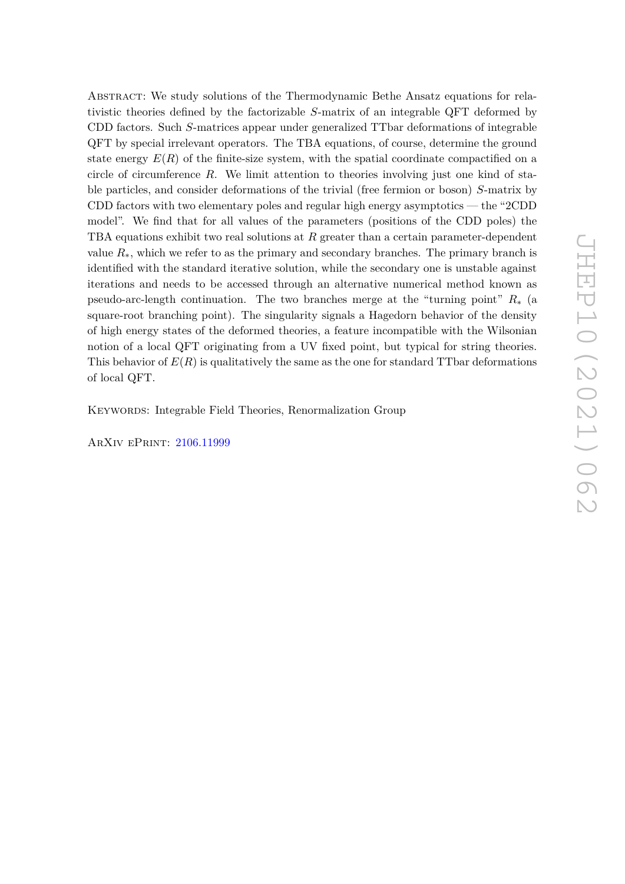Abstract: We study solutions of the Thermodynamic Bethe Ansatz equations for relativistic theories defined by the factorizable $S$-matrix of an integrable QFT deformed by CDD factors. Such $S$-matrices appear under generalized TTbar deformations of integrable QFT by special irrelevant operators. The TBA equations, of course, determine the ground state energy $E(R)$ of the finite-size system, with the spatial coordinate compactified on a circle of circumference $R$. We limit attention to theories involving just one kind of stable particles, and consider deformations of the trivial (free fermion or boson) $S$-matrix by CDD factors with two elementary poles and regular high energy asymptotics — the "2CDD model". We find that for all values of the parameters (positions of the CDD poles) the TBA equations exhibit two real solutions at $R$ greater than a certain parameter-dependent value $R_*$, which we refer to as the primary and secondary branches. The primary branch is identified with the standard iterative solution, while the secondary one is unstable against iterations and needs to be accessed through an alternative numerical method known as pseudo-arc-length continuation. The two branches merge at the "turning point" $R_*$ (a square-root branching point). The singularity signals a Hagedorn behavior of the density of high energy states of the deformed theories, a feature incompatible with the Wilsonian notion of a local QFT originating from a UV fixed point, but typical for string theories. This behavior of $E(R)$ is qualitatively the same as the one for standard TTbar deformations of local QFT.

Keywords: Integrable Field Theories, Renormalization Group

ArXiv ePrint: 2106.11999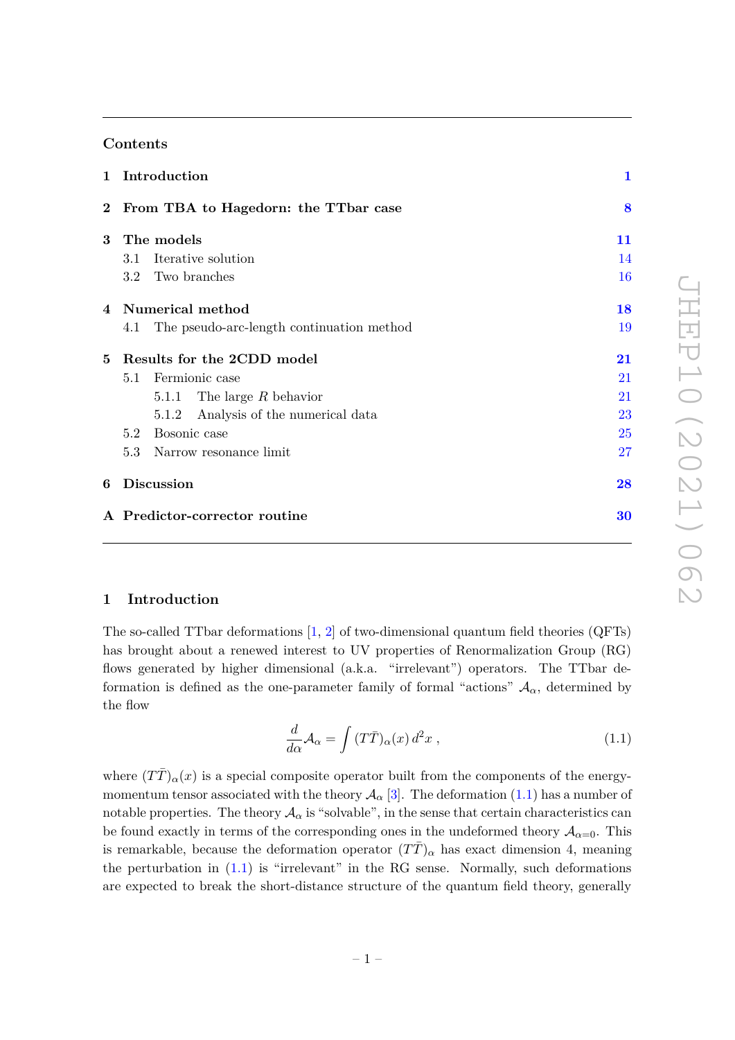## Contents

| | | |
|---|---|---|
| **1** | **Introduction** | **1** |
| **2** | **From TBA to Hagedorn: the TTbar case** | **8** |
| **3** | **The models** | **11** |
| | 3.1 Iterative solution | 14 |
| | 3.2 Two branches | 16 |
| **4** | **Numerical method** | **18** |
| | 4.1 The pseudo-arc-length continuation method | 19 |
| **5** | **Results for the 2CDD model** | **21** |
| | 5.1 Fermionic case | 21 |
| | 5.1.1 The large $R$ behavior | 21 |
| | 5.1.2 Analysis of the numerical data | 23 |
| | 5.2 Bosonic case | 25 |
| | 5.3 Narrow resonance limit | 27 |
| **6** | **Discussion** | **28** |
| **A** | **Predictor-corrector routine** | **30** |

## 1 Introduction

The so-called TTbar deformations [1, 2] of two-dimensional quantum field theories (QFTs) has brought about a renewed interest to UV properties of Renormalization Group (RG) flows generated by higher dimensional (a.k.a. "irrelevant") operators. The TTbar deformation is defined as the one-parameter family of formal "actions" $\mathcal{A}_\alpha$, determined by the flow

$$\frac{d}{d\alpha}\mathcal{A}_\alpha = \int (T\bar{T})_\alpha(x)\, d^2x\ , \tag{1.1}$$

where $(T\bar{T})_\alpha(x)$ is a special composite operator built from the components of the energy-momentum tensor associated with the theory $\mathcal{A}_\alpha$ [3]. The deformation (1.1) has a number of notable properties. The theory $\mathcal{A}_\alpha$ is "solvable", in the sense that certain characteristics can be found exactly in terms of the corresponding ones in the undeformed theory $\mathcal{A}_{\alpha=0}$. This is remarkable, because the deformation operator $(T\bar{T})_\alpha$ has exact dimension 4, meaning the perturbation in (1.1) is "irrelevant" in the RG sense. Normally, such deformations are expected to break the short-distance structure of the quantum field theory, generally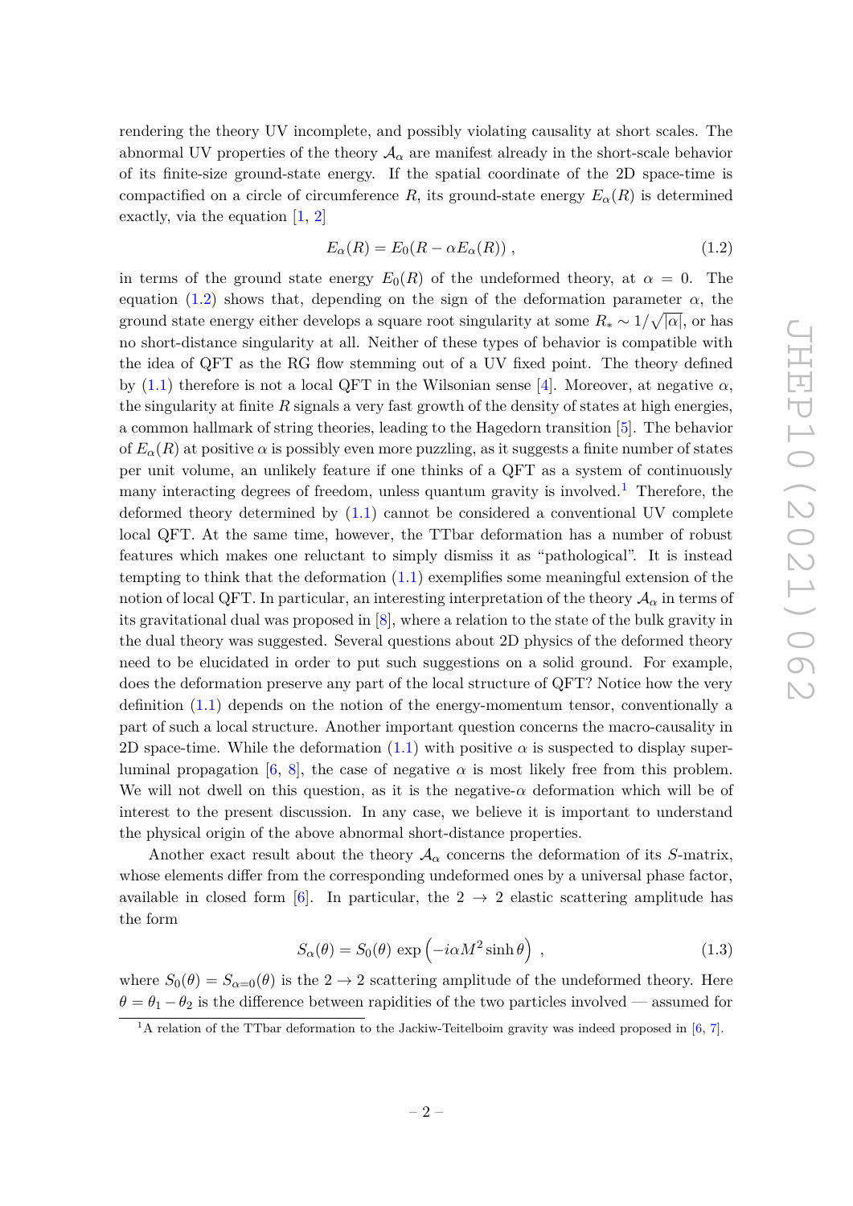rendering the theory UV incomplete, and possibly violating causality at short scales. The abnormal UV properties of the theory $\mathcal{A}_\alpha$ are manifest already in the short-scale behavior of its finite-size ground-state energy. If the spatial coordinate of the 2D space-time is compactified on a circle of circumference $R$, its ground-state energy $E_\alpha(R)$ is determined exactly, via the equation [1, 2]

$$E_\alpha(R) = E_0(R - \alpha E_\alpha(R)) \, , \tag{1.2}$$

in terms of the ground state energy $E_0(R)$ of the undeformed theory, at $\alpha = 0$. The equation (1.2) shows that, depending on the sign of the deformation parameter $\alpha$, the ground state energy either develops a square root singularity at some $R_* \sim 1/\sqrt{|\alpha|}$, or has no short-distance singularity at all. Neither of these types of behavior is compatible with the idea of QFT as the RG flow stemming out of a UV fixed point. The theory defined by (1.1) therefore is not a local QFT in the Wilsonian sense [4]. Moreover, at negative $\alpha$, the singularity at finite $R$ signals a very fast growth of the density of states at high energies, a common hallmark of string theories, leading to the Hagedorn transition [5]. The behavior of $E_\alpha(R)$ at positive $\alpha$ is possibly even more puzzling, as it suggests a finite number of states per unit volume, an unlikely feature if one thinks of a QFT as a system of continuously many interacting degrees of freedom, unless quantum gravity is involved.[1] Therefore, the deformed theory determined by (1.1) cannot be considered a conventional UV complete local QFT. At the same time, however, the TTbar deformation has a number of robust features which makes one reluctant to simply dismiss it as "pathological". It is instead tempting to think that the deformation (1.1) exemplifies some meaningful extension of the notion of local QFT. In particular, an interesting interpretation of the theory $\mathcal{A}_\alpha$ in terms of its gravitational dual was proposed in [8], where a relation to the state of the bulk gravity in the dual theory was suggested. Several questions about 2D physics of the deformed theory need to be elucidated in order to put such suggestions on a solid ground. For example, does the deformation preserve any part of the local structure of QFT? Notice how the very definition (1.1) depends on the notion of the energy-momentum tensor, conventionally a part of such a local structure. Another important question concerns the macro-causality in 2D space-time. While the deformation (1.1) with positive $\alpha$ is suspected to display super-luminal propagation [6, 8], the case of negative $\alpha$ is most likely free from this problem. We will not dwell on this question, as it is the negative-$\alpha$ deformation which will be of interest to the present discussion. In any case, we believe it is important to understand the physical origin of the above abnormal short-distance properties.

Another exact result about the theory $\mathcal{A}_\alpha$ concerns the deformation of its $S$-matrix, whose elements differ from the corresponding undeformed ones by a universal phase factor, available in closed form [6]. In particular, the $2 \to 2$ elastic scattering amplitude has the form

$$S_\alpha(\theta) = S_0(\theta) \, \exp\left(-i\alpha M^2 \sinh\theta\right) \, , \tag{1.3}$$

where $S_0(\theta) = S_{\alpha=0}(\theta)$ is the $2 \to 2$ scattering amplitude of the undeformed theory. Here $\theta = \theta_1 - \theta_2$ is the difference between rapidities of the two particles involved — assumed for

[1] A relation of the TTbar deformation to the Jackiw-Teitelboim gravity was indeed proposed in [6, 7].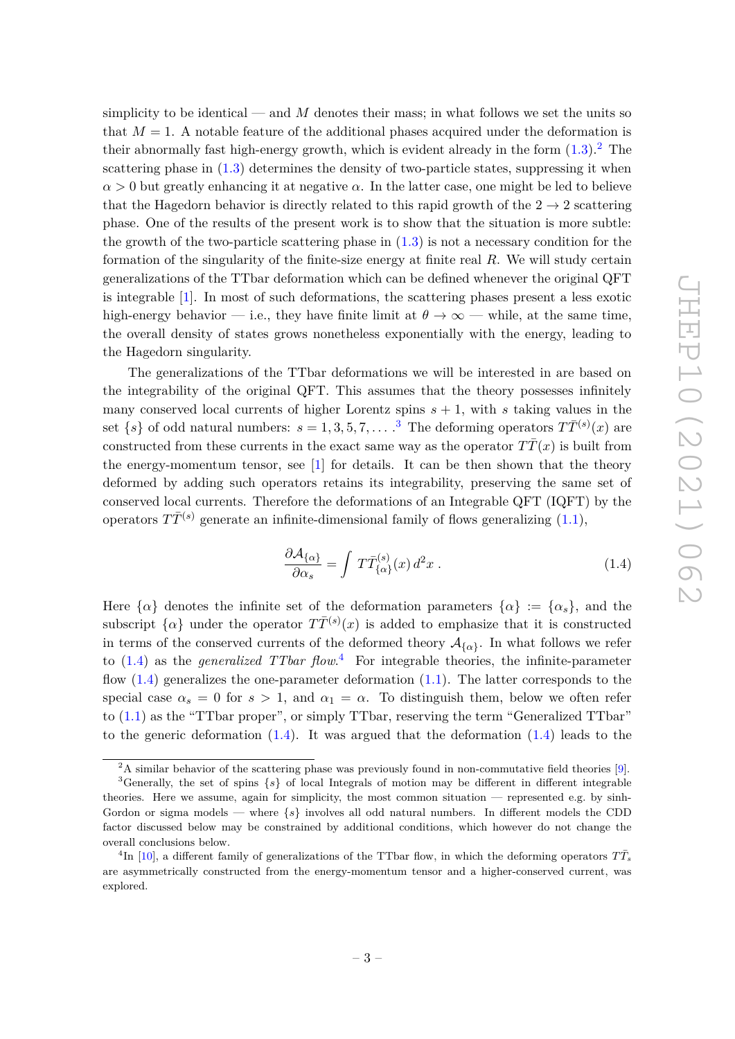simplicity to be identical — and $M$ denotes their mass; in what follows we set the units so that $M = 1$. A notable feature of the additional phases acquired under the deformation is their abnormally fast high-energy growth, which is evident already in the form (1.3).[2] The scattering phase in (1.3) determines the density of two-particle states, suppressing it when $\alpha > 0$ but greatly enhancing it at negative $\alpha$. In the latter case, one might be led to believe that the Hagedorn behavior is directly related to this rapid growth of the $2 \to 2$ scattering phase. One of the results of the present work is to show that the situation is more subtle: the growth of the two-particle scattering phase in (1.3) is not a necessary condition for the formation of the singularity of the finite-size energy at finite real $R$. We will study certain generalizations of the TTbar deformation which can be defined whenever the original QFT is integrable [1]. In most of such deformations, the scattering phases present a less exotic high-energy behavior — i.e., they have finite limit at $\theta \to \infty$ — while, at the same time, the overall density of states grows nonetheless exponentially with the energy, leading to the Hagedorn singularity.

The generalizations of the TTbar deformations we will be interested in are based on the integrability of the original QFT. This assumes that the theory possesses infinitely many conserved local currents of higher Lorentz spins $s + 1$, with $s$ taking values in the set $\{s\}$ of odd natural numbers: $s = 1, 3, 5, 7, \ldots$.[3] The deforming operators $T\bar{T}^{(s)}(x)$ are constructed from these currents in the exact same way as the operator $T\bar{T}(x)$ is built from the energy-momentum tensor, see [1] for details. It can be then shown that the theory deformed by adding such operators retains its integrability, preserving the same set of conserved local currents. Therefore the deformations of an Integrable QFT (IQFT) by the operators $T\bar{T}^{(s)}$ generate an infinite-dimensional family of flows generalizing (1.1),

$$\frac{\partial \mathcal{A}_{\{\alpha\}}}{\partial \alpha_s} = \int T\bar{T}^{(s)}_{\{\alpha\}}(x)\, d^2x \,. \tag{1.4}$$

Here $\{\alpha\}$ denotes the infinite set of the deformation parameters $\{\alpha\} := \{\alpha_s\}$, and the subscript $\{\alpha\}$ under the operator $T\bar{T}^{(s)}(x)$ is added to emphasize that it is constructed in terms of the conserved currents of the deformed theory $\mathcal{A}_{\{\alpha\}}$. In what follows we refer to (1.4) as the *generalized TTbar flow*.[4] For integrable theories, the infinite-parameter flow (1.4) generalizes the one-parameter deformation (1.1). The latter corresponds to the special case $\alpha_s = 0$ for $s > 1$, and $\alpha_1 = \alpha$. To distinguish them, below we often refer to (1.1) as the "TTbar proper", or simply TTbar, reserving the term "Generalized TTbar" to the generic deformation (1.4). It was argued that the deformation (1.4) leads to the

---

[2] A similar behavior of the scattering phase was previously found in non-commutative field theories [9].

[3] Generally, the set of spins $\{s\}$ of local Integrals of motion may be different in different integrable theories. Here we assume, again for simplicity, the most common situation — represented e.g. by sinh-Gordon or sigma models — where $\{s\}$ involves all odd natural numbers. In different models the CDD factor discussed below may be constrained by additional conditions, which however do not change the overall conclusions below.

[4] In [10], a different family of generalizations of the TTbar flow, in which the deforming operators $T\bar{T}_s$ are asymmetrically constructed from the energy-momentum tensor and a higher-conserved current, was explored.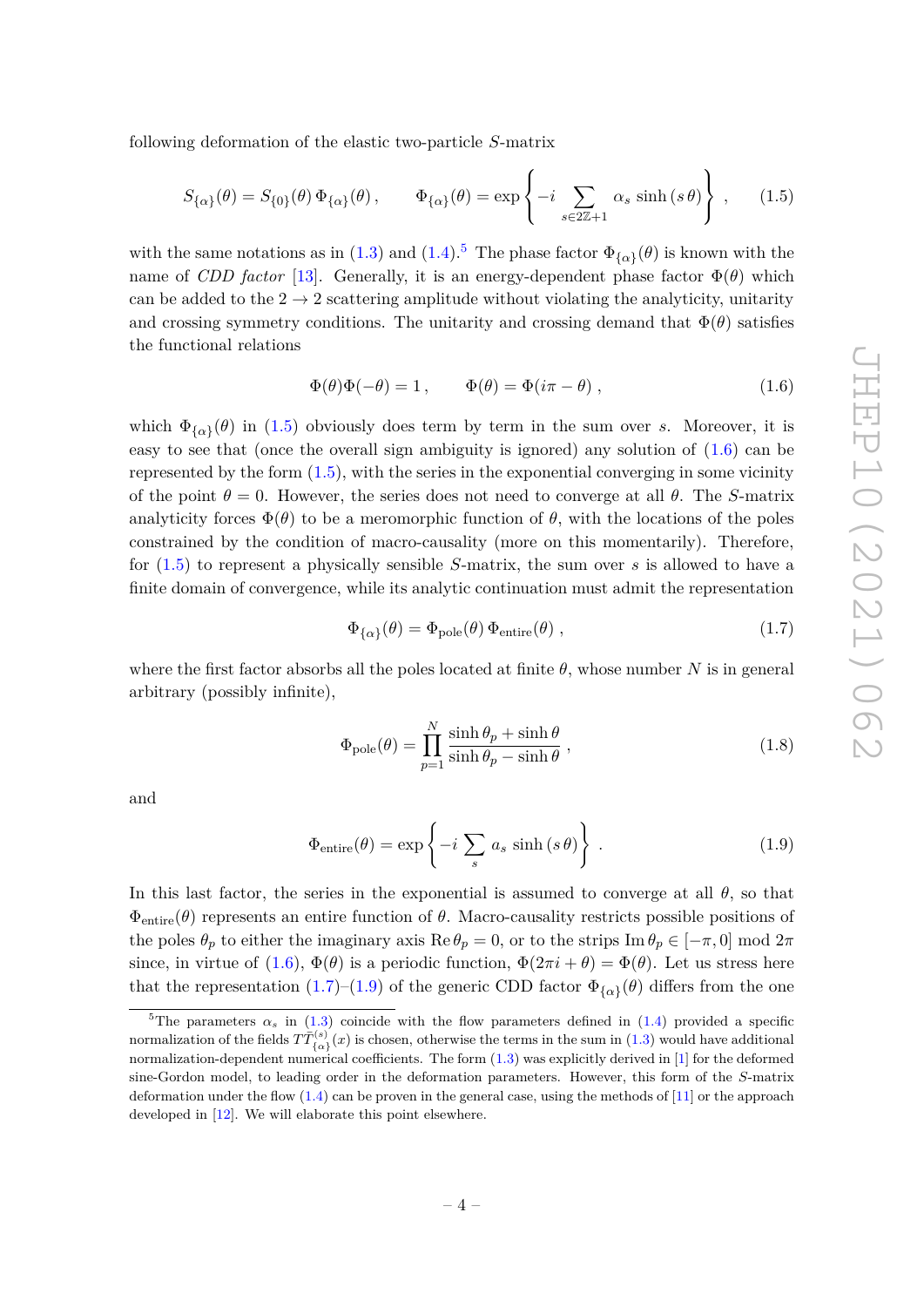following deformation of the elastic two-particle $S$-matrix

$$S_{\{\alpha\}}(\theta) = S_{\{0\}}(\theta)\,\Phi_{\{\alpha\}}(\theta)\,, \qquad \Phi_{\{\alpha\}}(\theta) = \exp\left\{-i\sum_{s\in 2\mathbb{Z}+1}\alpha_s\,\sinh{(s\,\theta)}\right\}\,, \tag{1.5}$$

with the same notations as in (1.3) and (1.4).[5] The phase factor $\Phi_{\{\alpha\}}(\theta)$ is known with the name of *CDD factor* [13]. Generally, it is an energy-dependent phase factor $\Phi(\theta)$ which can be added to the $2\to 2$ scattering amplitude without violating the analyticity, unitarity and crossing symmetry conditions. The unitarity and crossing demand that $\Phi(\theta)$ satisfies the functional relations

$$\Phi(\theta)\Phi(-\theta) = 1\,, \qquad \Phi(\theta) = \Phi(i\pi - \theta)\,, \tag{1.6}$$

which $\Phi_{\{\alpha\}}(\theta)$ in (1.5) obviously does term by term in the sum over $s$. Moreover, it is easy to see that (once the overall sign ambiguity is ignored) any solution of (1.6) can be represented by the form (1.5), with the series in the exponential converging in some vicinity of the point $\theta = 0$. However, the series does not need to converge at all $\theta$. The $S$-matrix analyticity forces $\Phi(\theta)$ to be a meromorphic function of $\theta$, with the locations of the poles constrained by the condition of macro-causality (more on this momentarily). Therefore, for (1.5) to represent a physically sensible $S$-matrix, the sum over $s$ is allowed to have a finite domain of convergence, while its analytic continuation must admit the representation

$$\Phi_{\{\alpha\}}(\theta) = \Phi_{\text{pole}}(\theta)\,\Phi_{\text{entire}}(\theta)\,, \tag{1.7}$$

where the first factor absorbs all the poles located at finite $\theta$, whose number $N$ is in general arbitrary (possibly infinite),

$$\Phi_{\text{pole}}(\theta) = \prod_{p=1}^{N}\frac{\sinh\theta_p + \sinh\theta}{\sinh\theta_p - \sinh\theta}\,, \tag{1.8}$$

and

$$\Phi_{\text{entire}}(\theta) = \exp\left\{-i\sum_{s} a_s\,\sinh{(s\,\theta)}\right\}\,. \tag{1.9}$$

In this last factor, the series in the exponential is assumed to converge at all $\theta$, so that $\Phi_{\text{entire}}(\theta)$ represents an entire function of $\theta$. Macro-causality restricts possible positions of the poles $\theta_p$ to either the imaginary axis $\operatorname{Re}\theta_p = 0$, or to the strips $\operatorname{Im}\theta_p \in [-\pi, 0] \bmod 2\pi$ since, in virtue of (1.6), $\Phi(\theta)$ is a periodic function, $\Phi(2\pi i + \theta) = \Phi(\theta)$. Let us stress here that the representation (1.7)–(1.9) of the generic CDD factor $\Phi_{\{\alpha\}}(\theta)$ differs from the one

---

[5] The parameters $\alpha_s$ in (1.3) coincide with the flow parameters defined in (1.4) provided a specific normalization of the fields $T\bar{T}^{(s)}_{\{\alpha\}}(x)$ is chosen, otherwise the terms in the sum in (1.3) would have additional normalization-dependent numerical coefficients. The form (1.3) was explicitly derived in [1] for the deformed sine-Gordon model, to leading order in the deformation parameters. However, this form of the $S$-matrix deformation under the flow (1.4) can be proven in the general case, using the methods of [11] or the approach developed in [12]. We will elaborate this point elsewhere.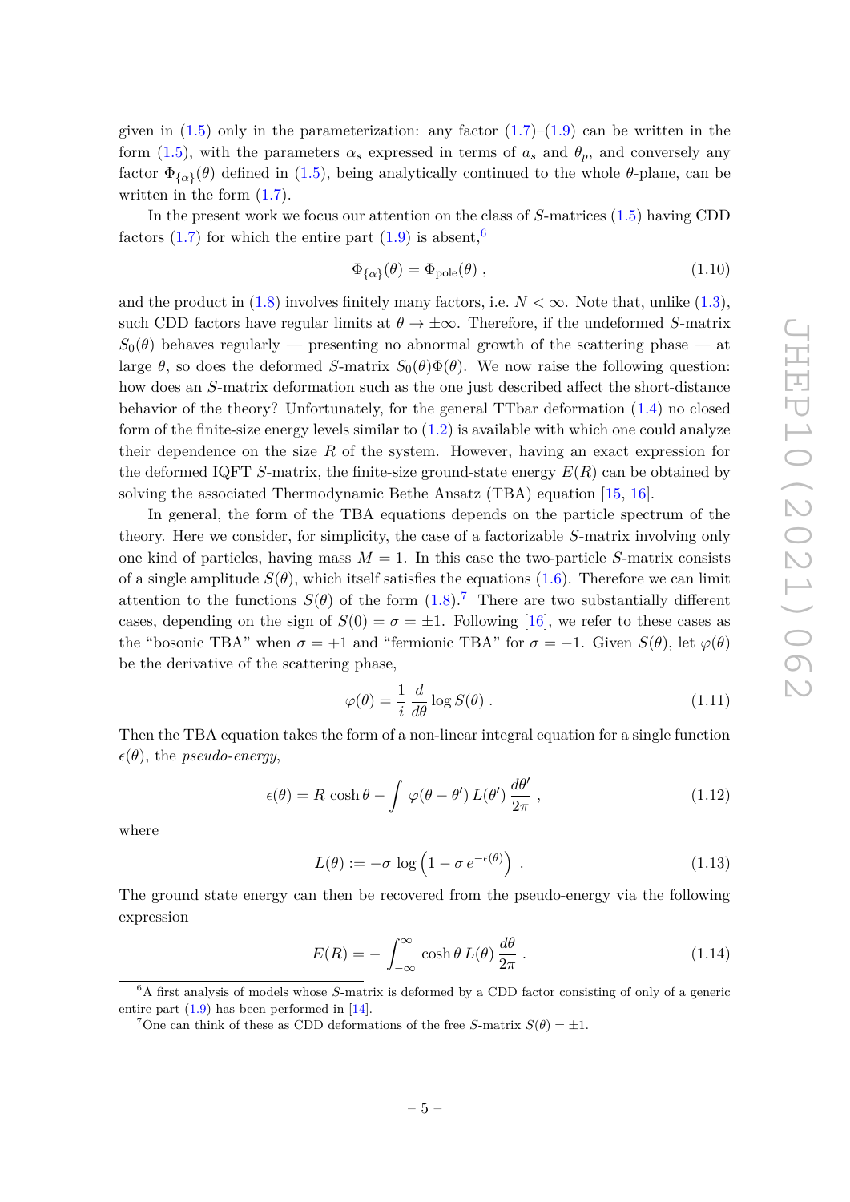given in (1.5) only in the parameterization: any factor (1.7)–(1.9) can be written in the form (1.5), with the parameters $\alpha_s$ expressed in terms of $a_s$ and $\theta_p$, and conversely any factor $\Phi_{\{\alpha\}}(\theta)$ defined in (1.5), being analytically continued to the whole $\theta$-plane, can be written in the form (1.7).

In the present work we focus our attention on the class of $S$-matrices (1.5) having CDD factors (1.7) for which the entire part (1.9) is absent,[6]

$$\Phi_{\{\alpha\}}(\theta) = \Phi_{\text{pole}}(\theta) \; , \tag{1.10}$$

and the product in (1.8) involves finitely many factors, i.e. $N < \infty$. Note that, unlike (1.3), such CDD factors have regular limits at $\theta \to \pm\infty$. Therefore, if the undeformed $S$-matrix $S_0(\theta)$ behaves regularly — presenting no abnormal growth of the scattering phase — at large $\theta$, so does the deformed $S$-matrix $S_0(\theta)\Phi(\theta)$. We now raise the following question: how does an $S$-matrix deformation such as the one just described affect the short-distance behavior of the theory? Unfortunately, for the general TTbar deformation (1.4) no closed form of the finite-size energy levels similar to (1.2) is available with which one could analyze their dependence on the size $R$ of the system. However, having an exact expression for the deformed IQFT $S$-matrix, the finite-size ground-state energy $E(R)$ can be obtained by solving the associated Thermodynamic Bethe Ansatz (TBA) equation [15, 16].

In general, the form of the TBA equations depends on the particle spectrum of the theory. Here we consider, for simplicity, the case of a factorizable $S$-matrix involving only one kind of particles, having mass $M = 1$. In this case the two-particle $S$-matrix consists of a single amplitude $S(\theta)$, which itself satisfies the equations (1.6). Therefore we can limit attention to the functions $S(\theta)$ of the form (1.8).[7] There are two substantially different cases, depending on the sign of $S(0) = \sigma = \pm 1$. Following [16], we refer to these cases as the "bosonic TBA" when $\sigma = +1$ and "fermionic TBA" for $\sigma = -1$. Given $S(\theta)$, let $\varphi(\theta)$ be the derivative of the scattering phase,

$$\varphi(\theta) = \frac{1}{i}\,\frac{d}{d\theta}\log S(\theta) \; . \tag{1.11}$$

Then the TBA equation takes the form of a non-linear integral equation for a single function $\epsilon(\theta)$, the *pseudo-energy*,

$$\epsilon(\theta) = R\,\cosh\theta - \int \varphi(\theta - \theta')\,L(\theta')\,\frac{d\theta'}{2\pi} \; , \tag{1.12}$$

where

$$L(\theta) := -\sigma\,\log\left(1 - \sigma\,e^{-\epsilon(\theta)}\right) \; . \tag{1.13}$$

The ground state energy can then be recovered from the pseudo-energy via the following expression

$$E(R) = -\int_{-\infty}^{\infty} \cosh\theta\,L(\theta)\,\frac{d\theta}{2\pi} \; . \tag{1.14}$$

[6] A first analysis of models whose $S$-matrix is deformed by a CDD factor consisting of only of a generic entire part (1.9) has been performed in [14].

[7] One can think of these as CDD deformations of the free $S$-matrix $S(\theta) = \pm 1$.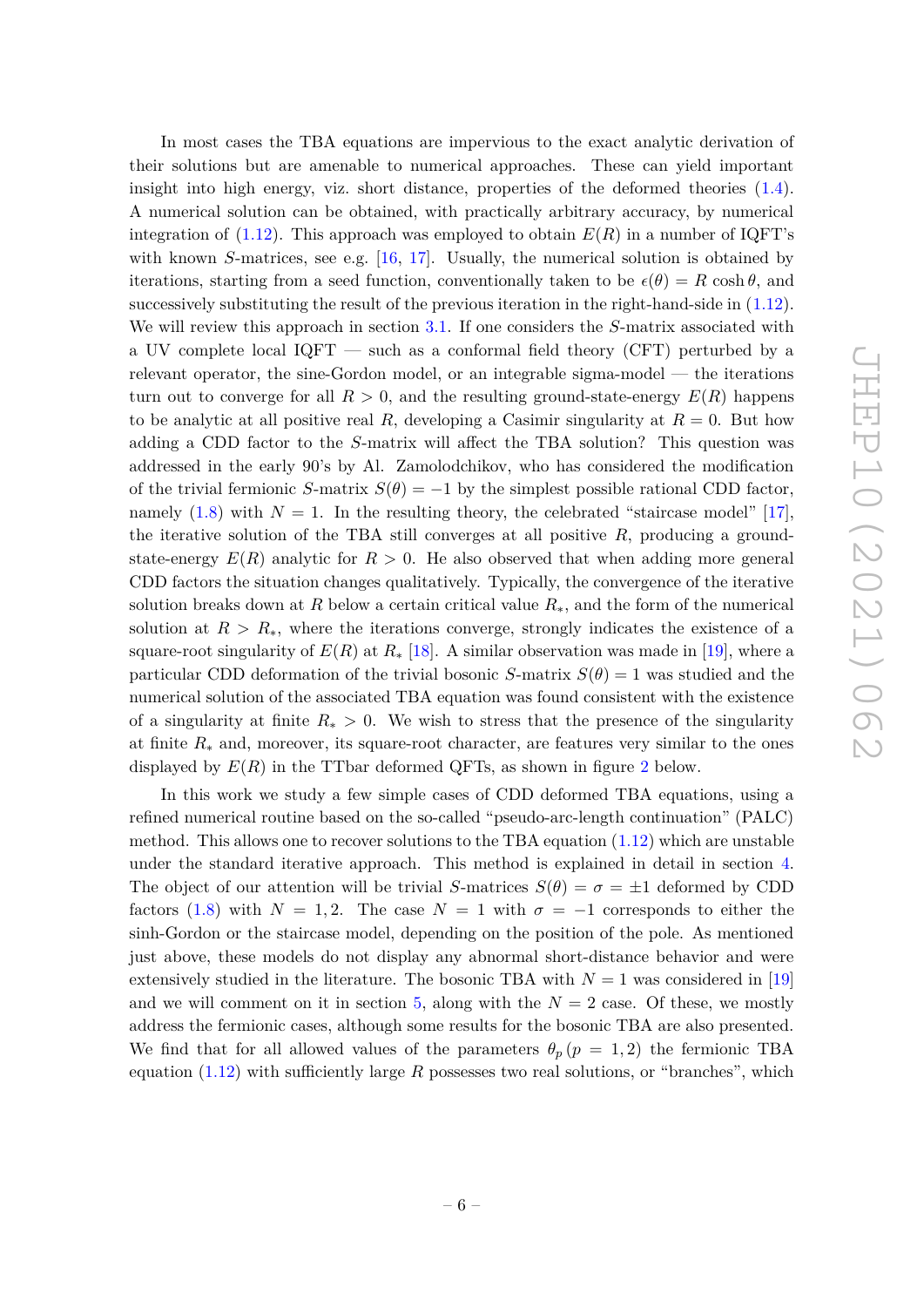In most cases the TBA equations are impervious to the exact analytic derivation of their solutions but are amenable to numerical approaches. These can yield important insight into high energy, viz. short distance, properties of the deformed theories (1.4). A numerical solution can be obtained, with practically arbitrary accuracy, by numerical integration of (1.12). This approach was employed to obtain $E(R)$ in a number of IQFT's with known $S$-matrices, see e.g. [16, 17]. Usually, the numerical solution is obtained by iterations, starting from a seed function, conventionally taken to be $\epsilon(\theta) = R\cosh\theta$, and successively substituting the result of the previous iteration in the right-hand-side in (1.12). We will review this approach in section 3.1. If one considers the $S$-matrix associated with a UV complete local IQFT — such as a conformal field theory (CFT) perturbed by a relevant operator, the sine-Gordon model, or an integrable sigma-model — the iterations turn out to converge for all $R > 0$, and the resulting ground-state-energy $E(R)$ happens to be analytic at all positive real $R$, developing a Casimir singularity at $R = 0$. But how adding a CDD factor to the $S$-matrix will affect the TBA solution? This question was addressed in the early 90's by Al. Zamolodchikov, who has considered the modification of the trivial fermionic $S$-matrix $S(\theta) = -1$ by the simplest possible rational CDD factor, namely (1.8) with $N = 1$. In the resulting theory, the celebrated "staircase model" [17], the iterative solution of the TBA still converges at all positive $R$, producing a ground-state-energy $E(R)$ analytic for $R > 0$. He also observed that when adding more general CDD factors the situation changes qualitatively. Typically, the convergence of the iterative solution breaks down at $R$ below a certain critical value $R_*$, and the form of the numerical solution at $R > R_*$, where the iterations converge, strongly indicates the existence of a square-root singularity of $E(R)$ at $R_*$ [18]. A similar observation was made in [19], where a particular CDD deformation of the trivial bosonic $S$-matrix $S(\theta) = 1$ was studied and the numerical solution of the associated TBA equation was found consistent with the existence of a singularity at finite $R_* > 0$. We wish to stress that the presence of the singularity at finite $R_*$ and, moreover, its square-root character, are features very similar to the ones displayed by $E(R)$ in the TTbar deformed QFTs, as shown in figure 2 below.

In this work we study a few simple cases of CDD deformed TBA equations, using a refined numerical routine based on the so-called "pseudo-arc-length continuation" (PALC) method. This allows one to recover solutions to the TBA equation (1.12) which are unstable under the standard iterative approach. This method is explained in detail in section 4. The object of our attention will be trivial $S$-matrices $S(\theta) = \sigma = \pm 1$ deformed by CDD factors (1.8) with $N = 1, 2$. The case $N = 1$ with $\sigma = -1$ corresponds to either the sinh-Gordon or the staircase model, depending on the position of the pole. As mentioned just above, these models do not display any abnormal short-distance behavior and were extensively studied in the literature. The bosonic TBA with $N = 1$ was considered in [19] and we will comment on it in section 5, along with the $N = 2$ case. Of these, we mostly address the fermionic cases, although some results for the bosonic TBA are also presented. We find that for all allowed values of the parameters $\theta_p\,(p = 1, 2)$ the fermionic TBA equation (1.12) with sufficiently large $R$ possesses two real solutions, or "branches", which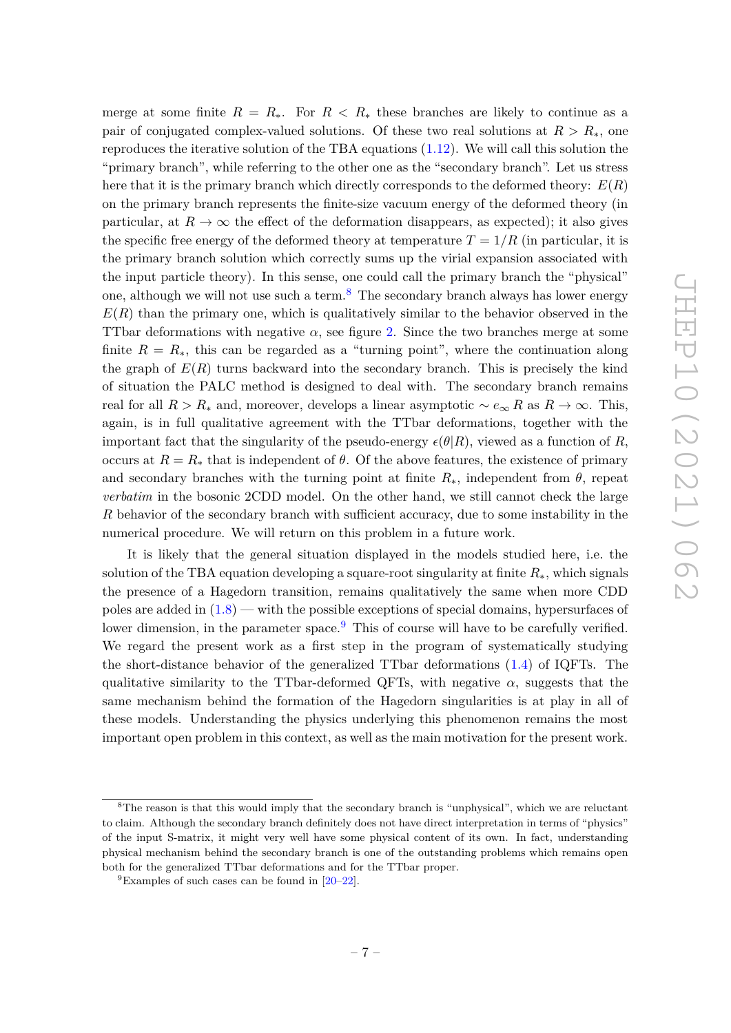merge at some finite $R = R_*$. For $R < R_*$ these branches are likely to continue as a pair of conjugated complex-valued solutions. Of these two real solutions at $R > R_*$, one reproduces the iterative solution of the TBA equations (1.12). We will call this solution the "primary branch", while referring to the other one as the "secondary branch". Let us stress here that it is the primary branch which directly corresponds to the deformed theory: $E(R)$ on the primary branch represents the finite-size vacuum energy of the deformed theory (in particular, at $R \to \infty$ the effect of the deformation disappears, as expected); it also gives the specific free energy of the deformed theory at temperature $T = 1/R$ (in particular, it is the primary branch solution which correctly sums up the virial expansion associated with the input particle theory). In this sense, one could call the primary branch the "physical" one, although we will not use such a term.[8] The secondary branch always has lower energy $E(R)$ than the primary one, which is qualitatively similar to the behavior observed in the TTbar deformations with negative $\alpha$, see figure 2. Since the two branches merge at some finite $R = R_*$, this can be regarded as a "turning point", where the continuation along the graph of $E(R)$ turns backward into the secondary branch. This is precisely the kind of situation the PALC method is designed to deal with. The secondary branch remains real for all $R > R_*$ and, moreover, develops a linear asymptotic $\sim e_\infty R$ as $R \to \infty$. This, again, is in full qualitative agreement with the TTbar deformations, together with the important fact that the singularity of the pseudo-energy $\epsilon(\theta|R)$, viewed as a function of $R$, occurs at $R = R_*$ that is independent of $\theta$. Of the above features, the existence of primary and secondary branches with the turning point at finite $R_*$, independent from $\theta$, repeat *verbatim* in the bosonic 2CDD model. On the other hand, we still cannot check the large $R$ behavior of the secondary branch with sufficient accuracy, due to some instability in the numerical procedure. We will return on this problem in a future work.

It is likely that the general situation displayed in the models studied here, i.e. the solution of the TBA equation developing a square-root singularity at finite $R_*$, which signals the presence of a Hagedorn transition, remains qualitatively the same when more CDD poles are added in (1.8) — with the possible exceptions of special domains, hypersurfaces of lower dimension, in the parameter space.[9] This of course will have to be carefully verified. We regard the present work as a first step in the program of systematically studying the short-distance behavior of the generalized TTbar deformations (1.4) of IQFTs. The qualitative similarity to the TTbar-deformed QFTs, with negative $\alpha$, suggests that the same mechanism behind the formation of the Hagedorn singularities is at play in all of these models. Understanding the physics underlying this phenomenon remains the most important open problem in this context, as well as the main motivation for the present work.

---

[8] The reason is that this would imply that the secondary branch is "unphysical", which we are reluctant to claim. Although the secondary branch definitely does not have direct interpretation in terms of "physics" of the input S-matrix, it might very well have some physical content of its own. In fact, understanding physical mechanism behind the secondary branch is one of the outstanding problems which remains open both for the generalized TTbar deformations and for the TTbar proper.

[9] Examples of such cases can be found in [20–22].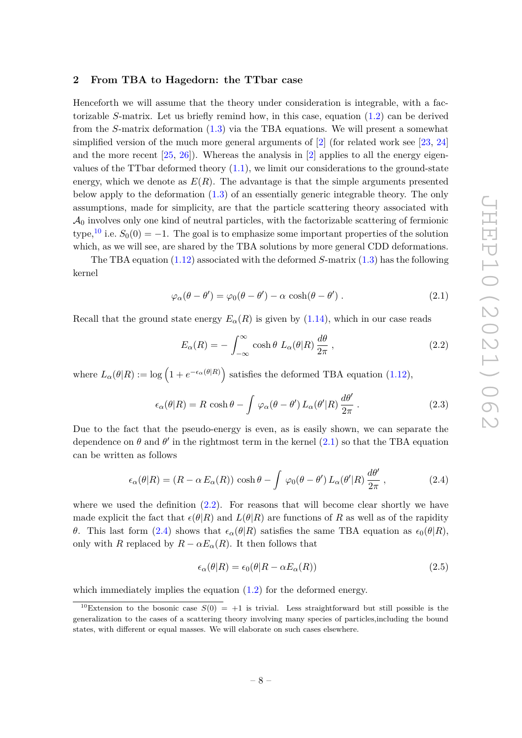## 2 From TBA to Hagedorn: the TTbar case

Henceforth we will assume that the theory under consideration is integrable, with a factorizable $S$-matrix. Let us briefly remind how, in this case, equation (1.2) can be derived from the $S$-matrix deformation (1.3) via the TBA equations. We will present a somewhat simplified version of the much more general arguments of [2] (for related work see [23, 24] and the more recent [25, 26]). Whereas the analysis in [2] applies to all the energy eigenvalues of the TTbar deformed theory (1.1), we limit our considerations to the ground-state energy, which we denote as $E(R)$. The advantage is that the simple arguments presented below apply to the deformation (1.3) of an essentially generic integrable theory. The only assumptions, made for simplicity, are that the particle scattering theory associated with $\mathcal{A}_0$ involves only one kind of neutral particles, with the factorizable scattering of fermionic type,[10] i.e. $S_0(0) = -1$. The goal is to emphasize some important properties of the solution which, as we will see, are shared by the TBA solutions by more general CDD deformations.

The TBA equation (1.12) associated with the deformed $S$-matrix (1.3) has the following kernel

$$\varphi_\alpha(\theta - \theta') = \varphi_0(\theta - \theta') - \alpha\, \cosh(\theta - \theta')\ . \tag{2.1}$$

Recall that the ground state energy $E_\alpha(R)$ is given by (1.14), which in our case reads

$$E_\alpha(R) = -\int_{-\infty}^{\infty} \cosh\theta\ L_\alpha(\theta|R)\, \frac{d\theta}{2\pi}\ , \tag{2.2}$$

where $L_\alpha(\theta|R) := \log\left(1 + e^{-\epsilon_\alpha(\theta|R)}\right)$ satisfies the deformed TBA equation (1.12),

$$\epsilon_\alpha(\theta|R) = R\, \cosh\theta - \int \varphi_\alpha(\theta - \theta')\, L_\alpha(\theta'|R)\, \frac{d\theta'}{2\pi}\ . \tag{2.3}$$

Due to the fact that the pseudo-energy is even, as is easily shown, we can separate the dependence on $\theta$ and $\theta'$ in the rightmost term in the kernel (2.1) so that the TBA equation can be written as follows

$$\epsilon_\alpha(\theta|R) = (R - \alpha\, E_\alpha(R))\, \cosh\theta - \int \varphi_0(\theta - \theta')\, L_\alpha(\theta'|R)\, \frac{d\theta'}{2\pi}\ , \tag{2.4}$$

where we used the definition (2.2). For reasons that will become clear shortly we have made explicit the fact that $\epsilon(\theta|R)$ and $L(\theta|R)$ are functions of $R$ as well as of the rapidity $\theta$. This last form (2.4) shows that $\epsilon_\alpha(\theta|R)$ satisfies the same TBA equation as $\epsilon_0(\theta|R)$, only with $R$ replaced by $R - \alpha E_\alpha(R)$. It then follows that

$$\epsilon_\alpha(\theta|R) = \epsilon_0(\theta|R - \alpha E_\alpha(R)) \tag{2.5}$$

which immediately implies the equation (1.2) for the deformed energy.

---

[10] Extension to the bosonic case $S(0) = +1$ is trivial. Less straightforward but still possible is the generalization to the cases of a scattering theory involving many species of particles,including the bound states, with different or equal masses. We will elaborate on such cases elsewhere.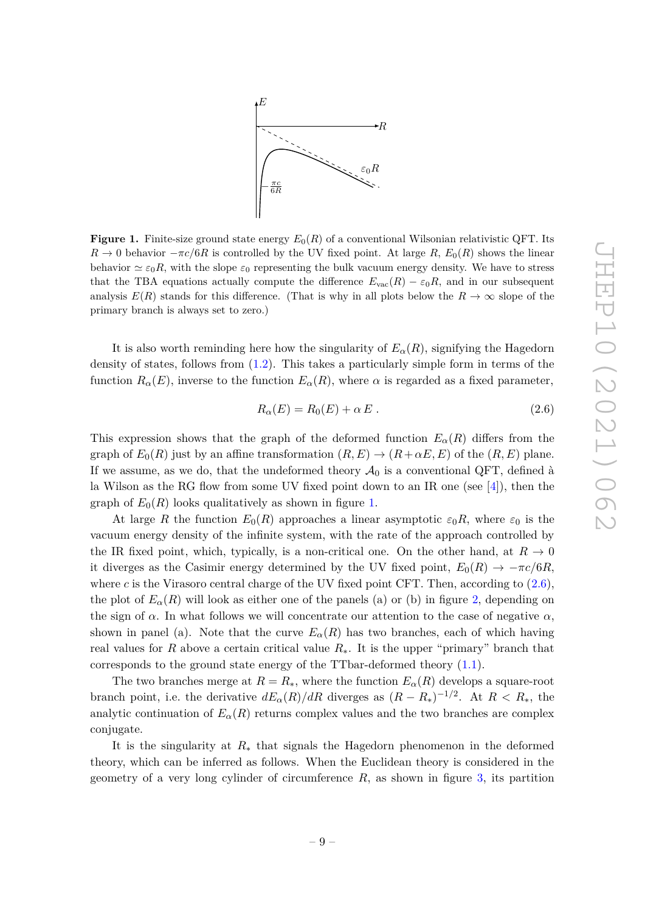**Figure 1.** Finite-size ground state energy $E_0(R)$ of a conventional Wilsonian relativistic QFT. Its $R \to 0$ behavior $-\pi c/6R$ is controlled by the UV fixed point. At large $R$, $E_0(R)$ shows the linear behavior $\simeq \varepsilon_0 R$, with the slope $\varepsilon_0$ representing the bulk vacuum energy density. We have to stress that the TBA equations actually compute the difference $E_{\text{vac}}(R) - \varepsilon_0 R$, and in our subsequent analysis $E(R)$ stands for this difference. (That is why in all plots below the $R \to \infty$ slope of the primary branch is always set to zero.)

It is also worth reminding here how the singularity of $E_\alpha(R)$, signifying the Hagedorn density of states, follows from (1.2). This takes a particularly simple form in terms of the function $R_\alpha(E)$, inverse to the function $E_\alpha(R)$, where $\alpha$ is regarded as a fixed parameter,

$$R_\alpha(E) = R_0(E) + \alpha\, E\ . \tag{2.6}$$

This expression shows that the graph of the deformed function $E_\alpha(R)$ differs from the graph of $E_0(R)$ just by an affine transformation $(R, E) \to (R + \alpha E, E)$ of the $(R, E)$ plane. If we assume, as we do, that the undeformed theory $\mathcal{A}_0$ is a conventional QFT, defined à la Wilson as the RG flow from some UV fixed point down to an IR one (see [4]), then the graph of $E_0(R)$ looks qualitatively as shown in figure 1.

At large $R$ the function $E_0(R)$ approaches a linear asymptotic $\varepsilon_0 R$, where $\varepsilon_0$ is the vacuum energy density of the infinite system, with the rate of the approach controlled by the IR fixed point, which, typically, is a non-critical one. On the other hand, at $R \to 0$ it diverges as the Casimir energy determined by the UV fixed point, $E_0(R) \to -\pi c/6R$, where $c$ is the Virasoro central charge of the UV fixed point CFT. Then, according to (2.6), the plot of $E_\alpha(R)$ will look as either one of the panels (a) or (b) in figure 2, depending on the sign of $\alpha$. In what follows we will concentrate our attention to the case of negative $\alpha$, shown in panel (a). Note that the curve $E_\alpha(R)$ has two branches, each of which having real values for $R$ above a certain critical value $R_*$. It is the upper "primary" branch that corresponds to the ground state energy of the TTbar-deformed theory (1.1).

The two branches merge at $R = R_*$, where the function $E_\alpha(R)$ develops a square-root branch point, i.e. the derivative $dE_\alpha(R)/dR$ diverges as $(R - R_*)^{-1/2}$. At $R < R_*$, the analytic continuation of $E_\alpha(R)$ returns complex values and the two branches are complex conjugate.

It is the singularity at $R_*$ that signals the Hagedorn phenomenon in the deformed theory, which can be inferred as follows. When the Euclidean theory is considered in the geometry of a very long cylinder of circumference $R$, as shown in figure 3, its partition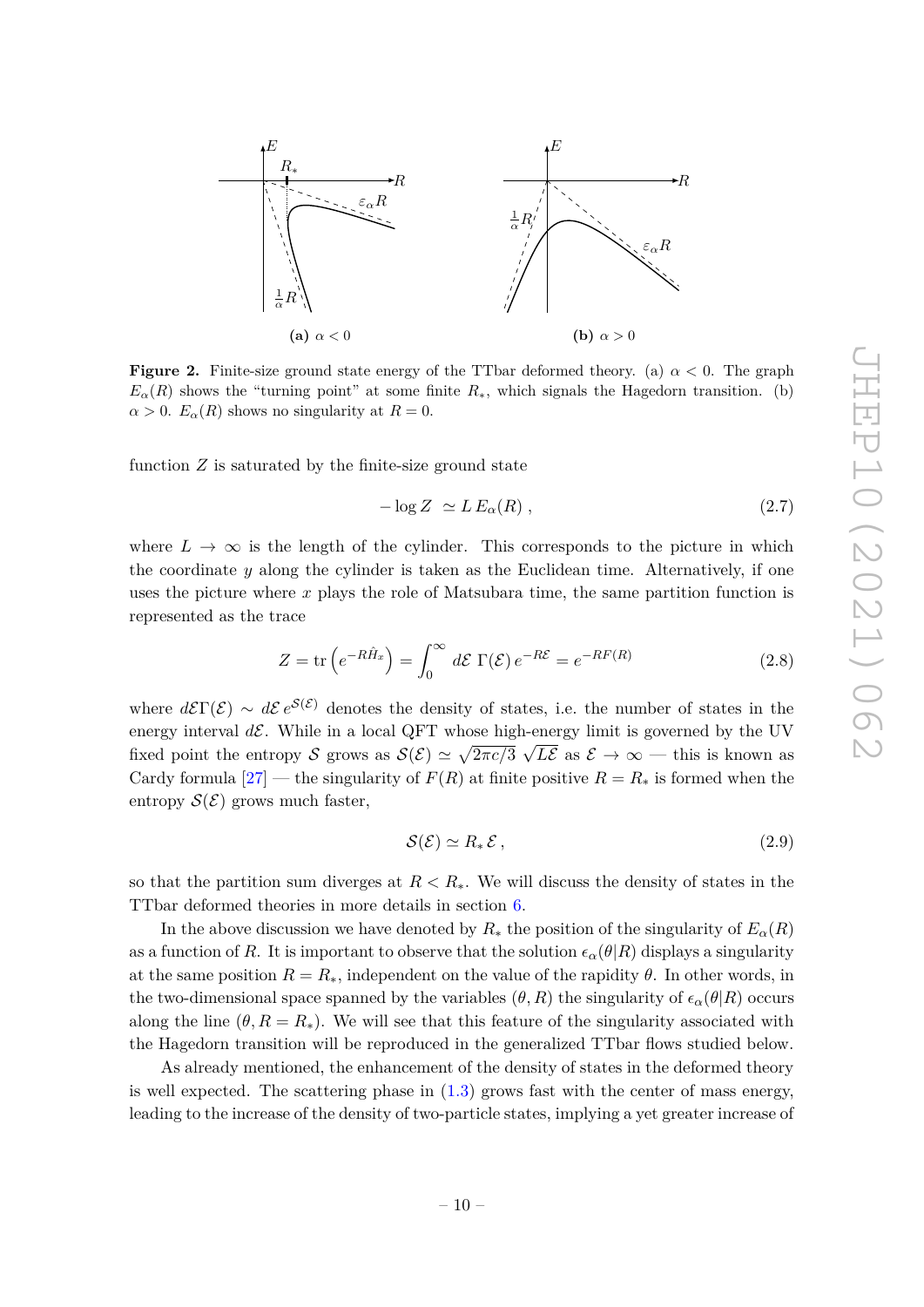**Figure 2.** Finite-size ground state energy of the TTbar deformed theory. (a) $\alpha < 0$. The graph $E_\alpha(R)$ shows the "turning point" at some finite $R_*$, which signals the Hagedorn transition. (b) $\alpha > 0$. $E_\alpha(R)$ shows no singularity at $R = 0$.

function $Z$ is saturated by the finite-size ground state

$$- \log Z \simeq L \, E_\alpha(R) \, , \tag{2.7}$$

where $L \to \infty$ is the length of the cylinder. This corresponds to the picture in which the coordinate $y$ along the cylinder is taken as the Euclidean time. Alternatively, if one uses the picture where $x$ plays the role of Matsubara time, the same partition function is represented as the trace

$$Z = \text{tr}\left(e^{-R\hat{H}_x}\right) = \int_0^\infty d\mathcal{E} \; \Gamma(\mathcal{E}) \, e^{-R\mathcal{E}} = e^{-RF(R)} \tag{2.8}$$

where $d\mathcal{E}\Gamma(\mathcal{E}) \sim d\mathcal{E} \, e^{\mathcal{S}(\mathcal{E})}$ denotes the density of states, i.e. the number of states in the energy interval $d\mathcal{E}$. While in a local QFT whose high-energy limit is governed by the UV fixed point the entropy $\mathcal{S}$ grows as $\mathcal{S}(\mathcal{E}) \simeq \sqrt{2\pi c/3} \, \sqrt{L\mathcal{E}}$ as $\mathcal{E} \to \infty$ — this is known as Cardy formula [27] — the singularity of $F(R)$ at finite positive $R = R_*$ is formed when the entropy $\mathcal{S}(\mathcal{E})$ grows much faster,

$$\mathcal{S}(\mathcal{E}) \simeq R_* \, \mathcal{E} \, , \tag{2.9}$$

so that the partition sum diverges at $R < R_*$. We will discuss the density of states in the TTbar deformed theories in more details in section 6.

In the above discussion we have denoted by $R_*$ the position of the singularity of $E_\alpha(R)$ as a function of $R$. It is important to observe that the solution $\epsilon_\alpha(\theta|R)$ displays a singularity at the same position $R = R_*$, independent on the value of the rapidity $\theta$. In other words, in the two-dimensional space spanned by the variables $(\theta, R)$ the singularity of $\epsilon_\alpha(\theta|R)$ occurs along the line $(\theta, R = R_*)$. We will see that this feature of the singularity associated with the Hagedorn transition will be reproduced in the generalized TTbar flows studied below.

As already mentioned, the enhancement of the density of states in the deformed theory is well expected. The scattering phase in (1.3) grows fast with the center of mass energy, leading to the increase of the density of two-particle states, implying a yet greater increase of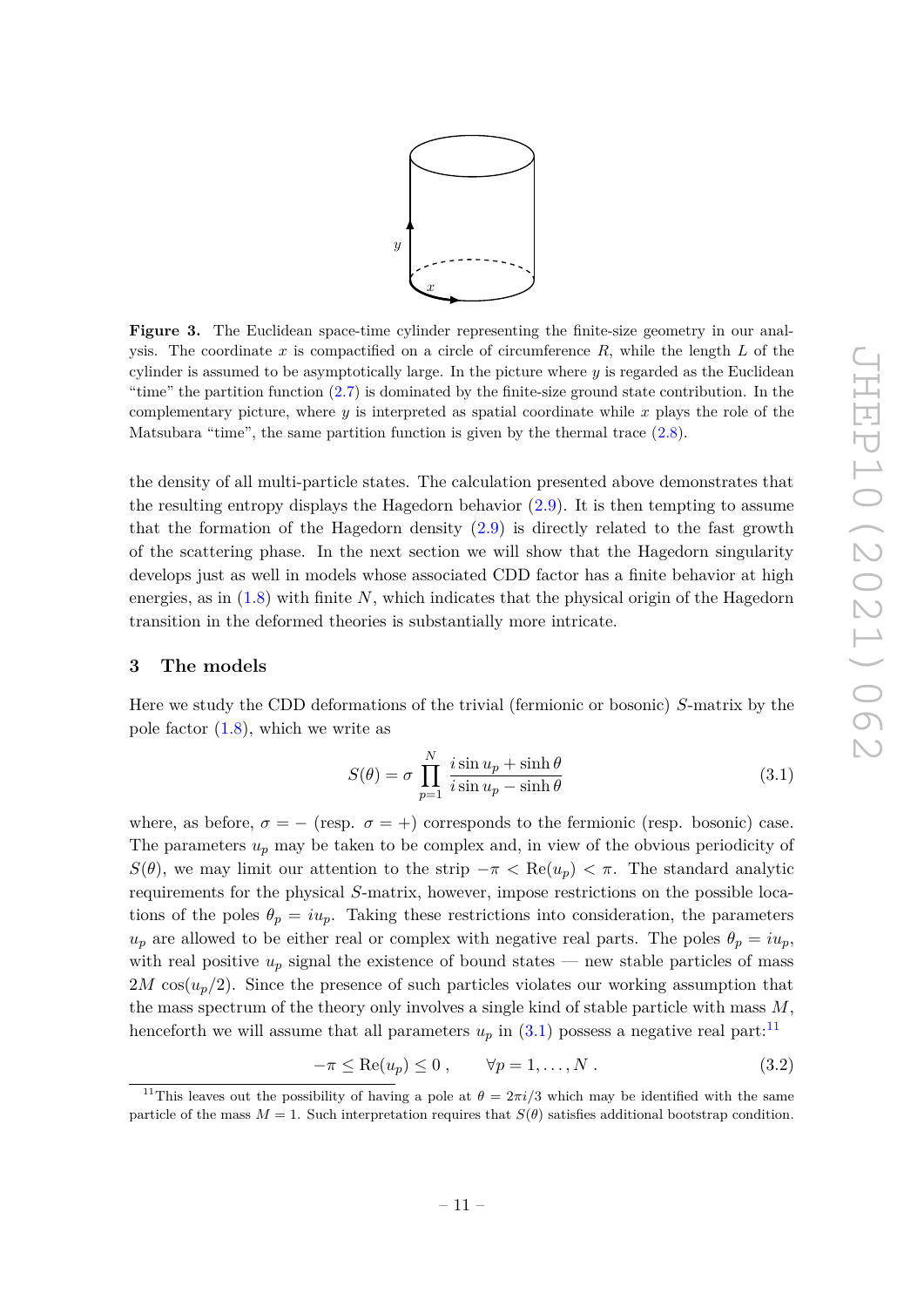**Figure 3.** The Euclidean space-time cylinder representing the finite-size geometry in our analysis. The coordinate $x$ is compactified on a circle of circumference $R$, while the length $L$ of the cylinder is assumed to be asymptotically large. In the picture where $y$ is regarded as the Euclidean "time" the partition function (2.7) is dominated by the finite-size ground state contribution. In the complementary picture, where $y$ is interpreted as spatial coordinate while $x$ plays the role of the Matsubara "time", the same partition function is given by the thermal trace (2.8).

the density of all multi-particle states. The calculation presented above demonstrates that the resulting entropy displays the Hagedorn behavior (2.9). It is then tempting to assume that the formation of the Hagedorn density (2.9) is directly related to the fast growth of the scattering phase. In the next section we will show that the Hagedorn singularity develops just as well in models whose associated CDD factor has a finite behavior at high energies, as in (1.8) with finite $N$, which indicates that the physical origin of the Hagedorn transition in the deformed theories is substantially more intricate.

## 3 The models

Here we study the CDD deformations of the trivial (fermionic or bosonic) $S$-matrix by the pole factor (1.8), which we write as

$$S(\theta) = \sigma \prod_{p=1}^{N} \frac{i \sin u_p + \sinh \theta}{i \sin u_p - \sinh \theta} \tag{3.1}$$

where, as before, $\sigma = -$ (resp. $\sigma = +$) corresponds to the fermionic (resp. bosonic) case. The parameters $u_p$ may be taken to be complex and, in view of the obvious periodicity of $S(\theta)$, we may limit our attention to the strip $-\pi < \mathrm{Re}(u_p) < \pi$. The standard analytic requirements for the physical $S$-matrix, however, impose restrictions on the possible locations of the poles $\theta_p = iu_p$. Taking these restrictions into consideration, the parameters $u_p$ are allowed to be either real or complex with negative real parts. The poles $\theta_p = iu_p$, with real positive $u_p$ signal the existence of bound states — new stable particles of mass $2M \cos(u_p/2)$. Since the presence of such particles violates our working assumption that the mass spectrum of the theory only involves a single kind of stable particle with mass $M$, henceforth we will assume that all parameters $u_p$ in (3.1) possess a negative real part:[11]

$$-\pi \leq \mathrm{Re}(u_p) \leq 0 \, , \qquad \forall p = 1, \ldots, N \, . \tag{3.2}$$

[11] This leaves out the possibility of having a pole at $\theta = 2\pi i/3$ which may be identified with the same particle of the mass $M = 1$. Such interpretation requires that $S(\theta)$ satisfies additional bootstrap condition.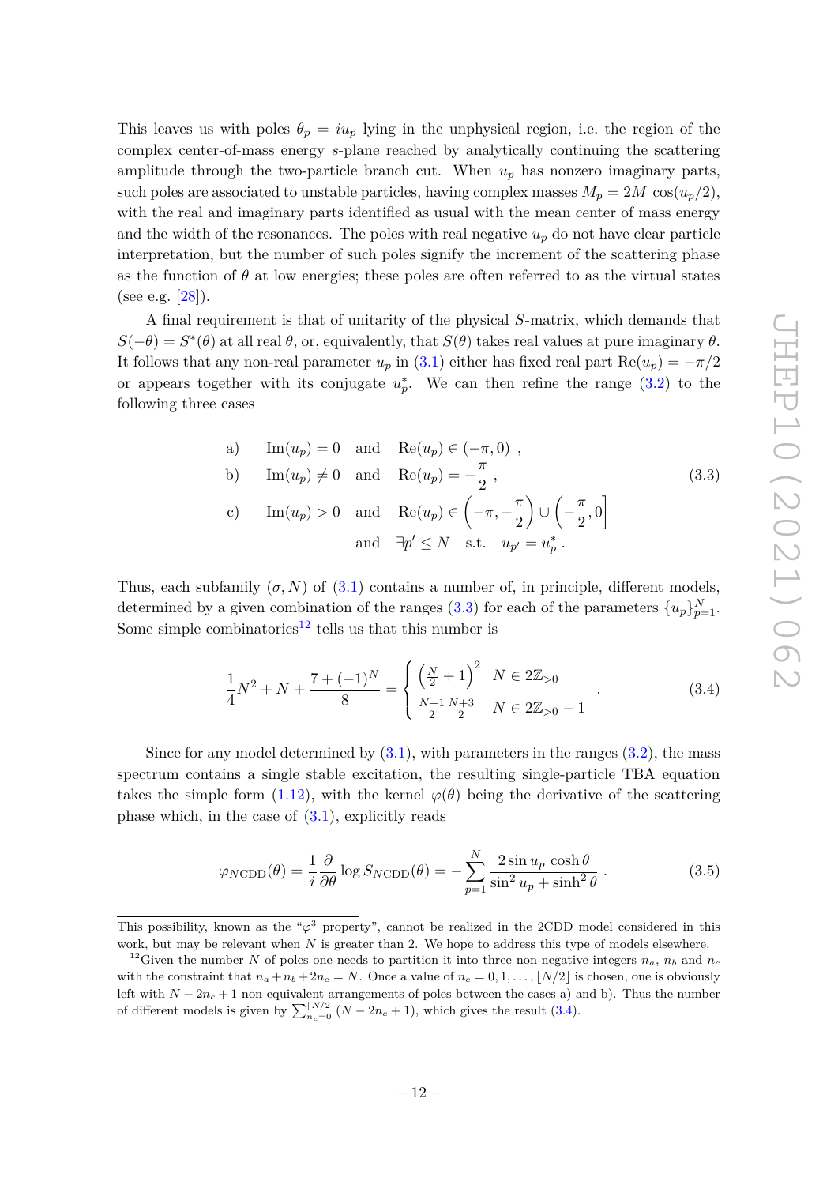This leaves us with poles $\theta_p = iu_p$ lying in the unphysical region, i.e. the region of the complex center-of-mass energy $s$-plane reached by analytically continuing the scattering amplitude through the two-particle branch cut. When $u_p$ has nonzero imaginary parts, such poles are associated to unstable particles, having complex masses $M_p = 2M\,\cos(u_p/2)$, with the real and imaginary parts identified as usual with the mean center of mass energy and the width of the resonances. The poles with real negative $u_p$ do not have clear particle interpretation, but the number of such poles signify the increment of the scattering phase as the function of $\theta$ at low energies; these poles are often referred to as the virtual states (see e.g. [28]).

A final requirement is that of unitarity of the physical $S$-matrix, which demands that $S(-\theta) = S^*(\theta)$ at all real $\theta$, or, equivalently, that $S(\theta)$ takes real values at pure imaginary $\theta$. It follows that any non-real parameter $u_p$ in (3.1) either has fixed real part $\mathrm{Re}(u_p) = -\pi/2$ or appears together with its conjugate $u_p^*$. We can then refine the range (3.2) to the following three cases

$$
\begin{aligned}
&\text{a)} \quad \mathrm{Im}(u_p) = 0 \quad \text{and} \quad \mathrm{Re}(u_p) \in (-\pi, 0)\ , \\
&\text{b)} \quad \mathrm{Im}(u_p) \neq 0 \quad \text{and} \quad \mathrm{Re}(u_p) = -\frac{\pi}{2}\ , \\
&\text{c)} \quad \mathrm{Im}(u_p) > 0 \quad \text{and} \quad \mathrm{Re}(u_p) \in \left(-\pi, -\frac{\pi}{2}\right) \cup \left(-\frac{\pi}{2}, 0\right] \\
&\qquad\qquad\qquad\qquad \text{and} \quad \exists p' \leq N \quad \text{s.t.} \quad u_{p'} = u_p^*\ .
\end{aligned}
\tag{3.3}
$$

Thus, each subfamily $(\sigma, N)$ of (3.1) contains a number of, in principle, different models, determined by a given combination of the ranges (3.3) for each of the parameters $\{u_p\}_{p=1}^N$. Some simple combinatorics[12] tells us that this number is

$$
\frac{1}{4}N^2 + N + \frac{7 + (-1)^N}{8} = \begin{cases} \left(\frac{N}{2} + 1\right)^2 & N \in 2\mathbb{Z}_{>0} \\ \frac{N+1}{2}\frac{N+3}{2} & N \in 2\mathbb{Z}_{>0} - 1 \end{cases}\ . \tag{3.4}
$$

Since for any model determined by (3.1), with parameters in the ranges (3.2), the mass spectrum contains a single stable excitation, the resulting single-particle TBA equation takes the simple form (1.12), with the kernel $\varphi(\theta)$ being the derivative of the scattering phase which, in the case of (3.1), explicitly reads

$$
\varphi_{N\mathrm{CDD}}(\theta) = \frac{1}{i}\frac{\partial}{\partial\theta}\log S_{N\mathrm{CDD}}(\theta) = -\sum_{p=1}^{N}\frac{2\sin u_p \cosh\theta}{\sin^2 u_p + \sinh^2\theta}\ . \tag{3.5}
$$

---

This possibility, known as the "$\varphi^3$ property", cannot be realized in the 2CDD model considered in this work, but may be relevant when $N$ is greater than 2. We hope to address this type of models elsewhere.

[12] Given the number $N$ of poles one needs to partition it into three non-negative integers $n_a$, $n_b$ and $n_c$ with the constraint that $n_a + n_b + 2n_c = N$. Once a value of $n_c = 0, 1, \ldots, \lfloor N/2 \rfloor$ is chosen, one is obviously left with $N - 2n_c + 1$ non-equivalent arrangements of poles between the cases a) and b). Thus the number of different models is given by $\sum_{n_c=0}^{\lfloor N/2 \rfloor}(N - 2n_c + 1)$, which gives the result (3.4).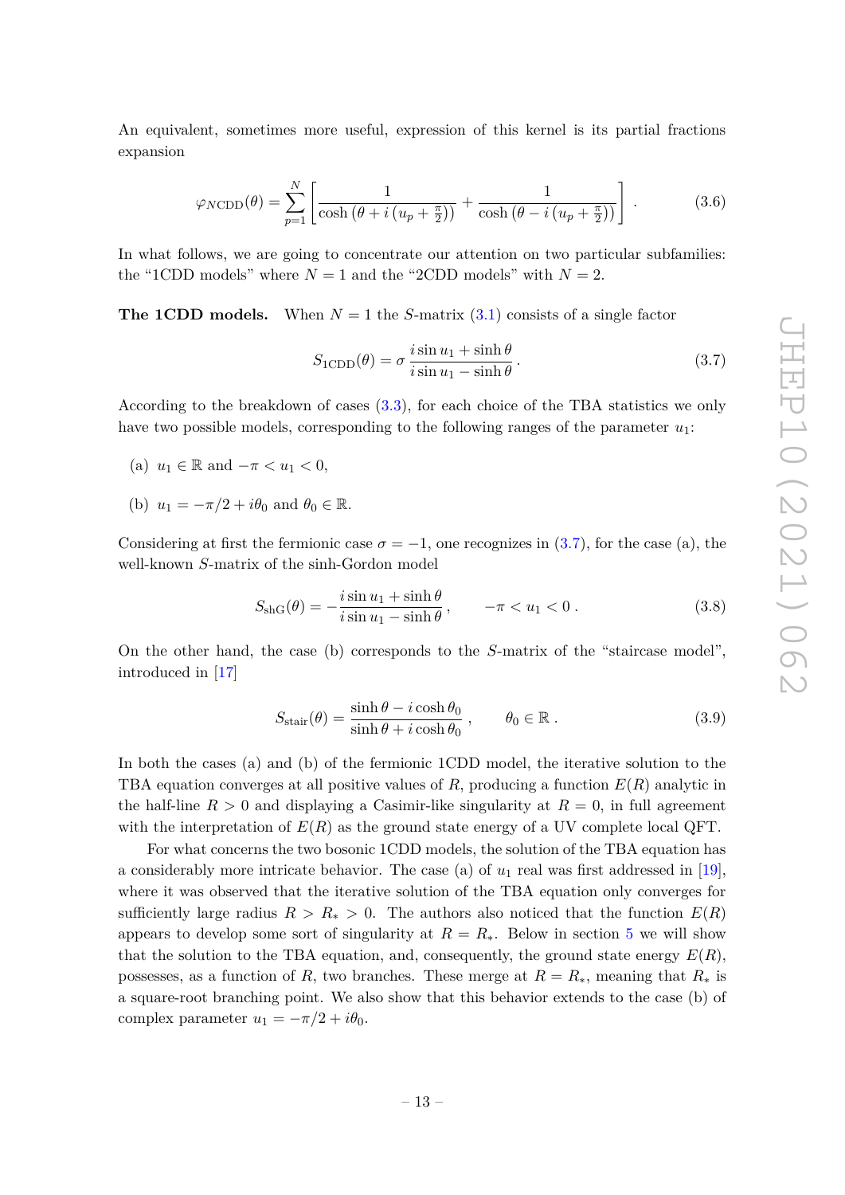An equivalent, sometimes more useful, expression of this kernel is its partial fractions expansion

$$\varphi_{N\mathrm{CDD}}(\theta) = \sum_{p=1}^{N} \left[ \frac{1}{\cosh\left(\theta + i\left(u_p + \frac{\pi}{2}\right)\right)} + \frac{1}{\cosh\left(\theta - i\left(u_p + \frac{\pi}{2}\right)\right)} \right] . \tag{3.6}$$

In what follows, we are going to concentrate our attention on two particular subfamilies: the "1CDD models" where $N = 1$ and the "2CDD models" with $N = 2$.

**The 1CDD models.** When $N = 1$ the $S$-matrix (3.1) consists of a single factor

$$S_{1\mathrm{CDD}}(\theta) = \sigma \, \frac{i \sin u_1 + \sinh\theta}{i \sin u_1 - \sinh\theta} . \tag{3.7}$$

According to the breakdown of cases (3.3), for each choice of the TBA statistics we only have two possible models, corresponding to the following ranges of the parameter $u_1$:

(a) $u_1 \in \mathbb{R}$ and $-\pi < u_1 < 0$,

(b) $u_1 = -\pi/2 + i\theta_0$ and $\theta_0 \in \mathbb{R}$.

Considering at first the fermionic case $\sigma = -1$, one recognizes in (3.7), for the case (a), the well-known $S$-matrix of the sinh-Gordon model

$$S_{\mathrm{shG}}(\theta) = -\frac{i \sin u_1 + \sinh\theta}{i \sin u_1 - \sinh\theta} , \qquad -\pi < u_1 < 0 . \tag{3.8}$$

On the other hand, the case (b) corresponds to the $S$-matrix of the "staircase model", introduced in [17]

$$S_{\mathrm{stair}}(\theta) = \frac{\sinh\theta - i\cosh\theta_0}{\sinh\theta + i\cosh\theta_0} , \qquad \theta_0 \in \mathbb{R} . \tag{3.9}$$

In both the cases (a) and (b) of the fermionic 1CDD model, the iterative solution to the TBA equation converges at all positive values of $R$, producing a function $E(R)$ analytic in the half-line $R > 0$ and displaying a Casimir-like singularity at $R = 0$, in full agreement with the interpretation of $E(R)$ as the ground state energy of a UV complete local QFT.

For what concerns the two bosonic 1CDD models, the solution of the TBA equation has a considerably more intricate behavior. The case (a) of $u_1$ real was first addressed in [19], where it was observed that the iterative solution of the TBA equation only converges for sufficiently large radius $R > R_* > 0$. The authors also noticed that the function $E(R)$ appears to develop some sort of singularity at $R = R_*$. Below in section 5 we will show that the solution to the TBA equation, and, consequently, the ground state energy $E(R)$, possesses, as a function of $R$, two branches. These merge at $R = R_*$, meaning that $R_*$ is a square-root branching point. We also show that this behavior extends to the case (b) of complex parameter $u_1 = -\pi/2 + i\theta_0$.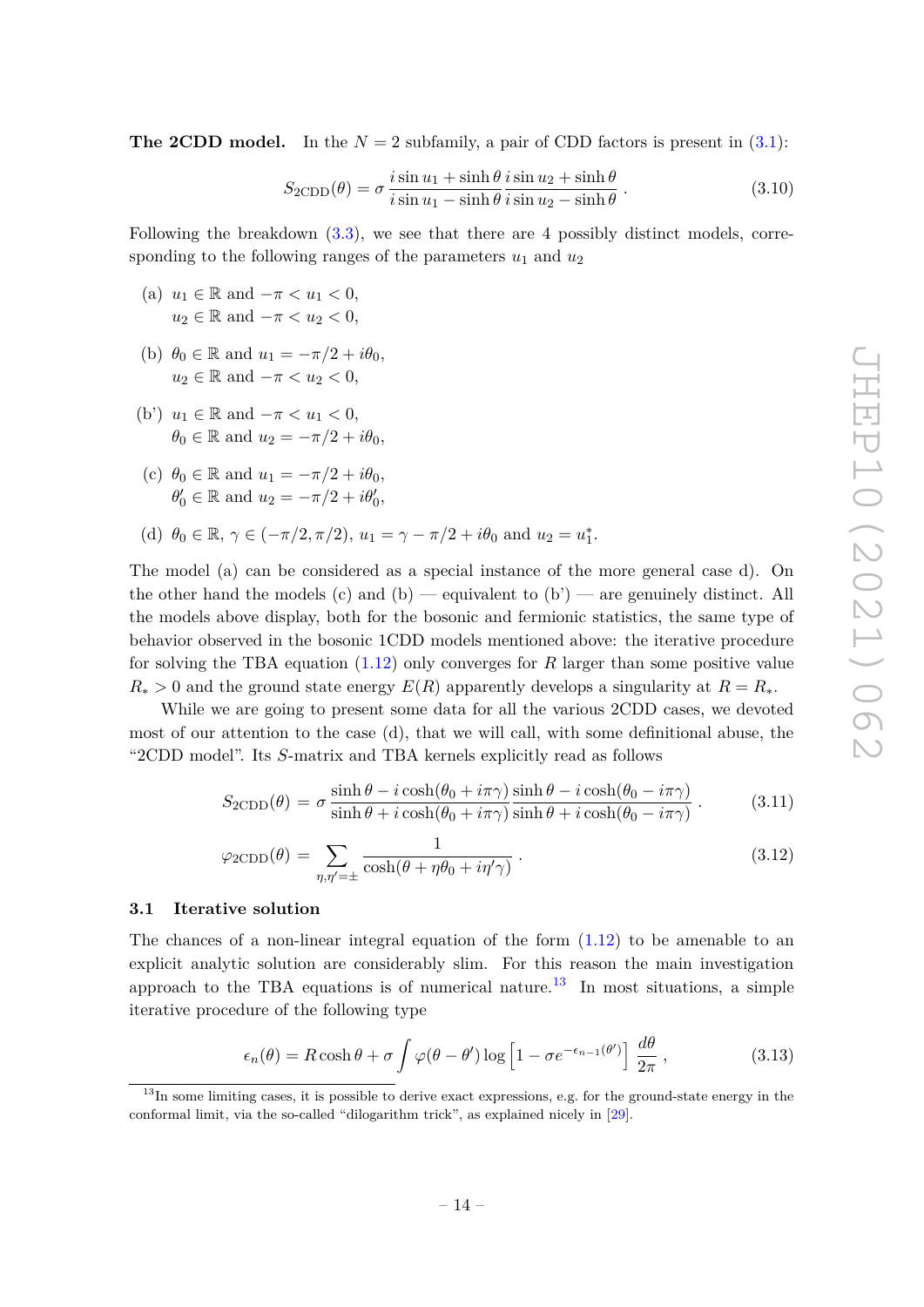**The 2CDD model.** In the $N = 2$ subfamily, a pair of CDD factors is present in (3.1):

$$S_{\text{2CDD}}(\theta) = \sigma \, \frac{i \sin u_1 + \sinh \theta}{i \sin u_1 - \sinh \theta} \frac{i \sin u_2 + \sinh \theta}{i \sin u_2 - \sinh \theta} \,. \tag{3.10}$$

Following the breakdown (3.3), we see that there are 4 possibly distinct models, corresponding to the following ranges of the parameters $u_1$ and $u_2$

(a) $u_1 \in \mathbb{R}$ and $-\pi < u_1 < 0$,
 $u_2 \in \mathbb{R}$ and $-\pi < u_2 < 0$,

(b) $\theta_0 \in \mathbb{R}$ and $u_1 = -\pi/2 + i\theta_0$,
 $u_2 \in \mathbb{R}$ and $-\pi < u_2 < 0$,

(b') $u_1 \in \mathbb{R}$ and $-\pi < u_1 < 0$,
 $\theta_0 \in \mathbb{R}$ and $u_2 = -\pi/2 + i\theta_0$,

(c) $\theta_0 \in \mathbb{R}$ and $u_1 = -\pi/2 + i\theta_0$,
 $\theta_0' \in \mathbb{R}$ and $u_2 = -\pi/2 + i\theta_0'$,

(d) $\theta_0 \in \mathbb{R}$, $\gamma \in (-\pi/2, \pi/2)$, $u_1 = \gamma - \pi/2 + i\theta_0$ and $u_2 = u_1^*$.

The model (a) can be considered as a special instance of the more general case d). On the other hand the models (c) and (b) — equivalent to (b') — are genuinely distinct. All the models above display, both for the bosonic and fermionic statistics, the same type of behavior observed in the bosonic 1CDD models mentioned above: the iterative procedure for solving the TBA equation (1.12) only converges for $R$ larger than some positive value $R_* > 0$ and the ground state energy $E(R)$ apparently develops a singularity at $R = R_*$.

While we are going to present some data for all the various 2CDD cases, we devoted most of our attention to the case (d), that we will call, with some definitional abuse, the "2CDD model". Its $S$-matrix and TBA kernels explicitly read as follows

$$S_{\text{2CDD}}(\theta) = \sigma \, \frac{\sinh \theta - i \cosh(\theta_0 + i\pi\gamma)}{\sinh \theta + i \cosh(\theta_0 + i\pi\gamma)} \frac{\sinh \theta - i \cosh(\theta_0 - i\pi\gamma)}{\sinh \theta + i \cosh(\theta_0 - i\pi\gamma)} \,. \tag{3.11}$$

$$\varphi_{\text{2CDD}}(\theta) = \sum_{\eta, \eta' = \pm} \frac{1}{\cosh(\theta + \eta\theta_0 + i\eta'\gamma)} \,. \tag{3.12}$$

### 3.1 Iterative solution

The chances of a non-linear integral equation of the form (1.12) to be amenable to an explicit analytic solution are considerably slim. For this reason the main investigation approach to the TBA equations is of numerical nature.[13] In most situations, a simple iterative procedure of the following type

$$\epsilon_n(\theta) = R \cosh \theta + \sigma \int \varphi(\theta - \theta') \log \left[1 - \sigma e^{-\epsilon_{n-1}(\theta')}\right] \frac{d\theta}{2\pi} \,, \tag{3.13}$$

[13] In some limiting cases, it is possible to derive exact expressions, e.g. for the ground-state energy in the conformal limit, via the so-called "dilogarithm trick", as explained nicely in [29].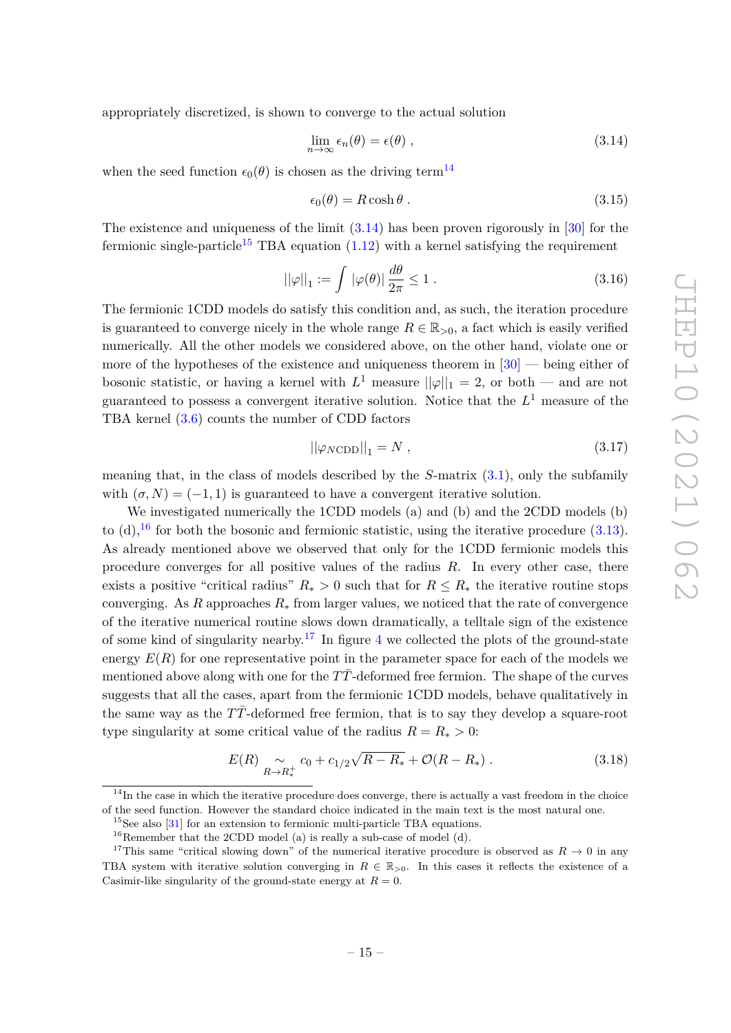appropriately discretized, is shown to converge to the actual solution

$$\lim_{n\to\infty} \epsilon_n(\theta) = \epsilon(\theta) \,, \tag{3.14}$$

when the seed function $\epsilon_0(\theta)$ is chosen as the driving term[14]

$$\epsilon_0(\theta) = R\cosh\theta \,. \tag{3.15}$$

The existence and uniqueness of the limit (3.14) has been proven rigorously in [30] for the fermionic single-particle[15] TBA equation (1.12) with a kernel satisfying the requirement

$$||\varphi||_1 := \int |\varphi(\theta)| \frac{d\theta}{2\pi} \leq 1 \,. \tag{3.16}$$

The fermionic 1CDD models do satisfy this condition and, as such, the iteration procedure is guaranteed to converge nicely in the whole range $R \in \mathbb{R}_{>0}$, a fact which is easily verified numerically. All the other models we considered above, on the other hand, violate one or more of the hypotheses of the existence and uniqueness theorem in [30] — being either of bosonic statistic, or having a kernel with $L^1$ measure $||\varphi||_1 = 2$, or both — and are not guaranteed to possess a convergent iterative solution. Notice that the $L^1$ measure of the TBA kernel (3.6) counts the number of CDD factors

$$||\varphi_{N\mathrm{CDD}}||_1 = N \,, \tag{3.17}$$

meaning that, in the class of models described by the $S$-matrix (3.1), only the subfamily with $(\sigma, N) = (-1, 1)$ is guaranteed to have a convergent iterative solution.

We investigated numerically the 1CDD models (a) and (b) and the 2CDD models (b) to (d),[16] for both the bosonic and fermionic statistic, using the iterative procedure (3.13). As already mentioned above we observed that only for the 1CDD fermionic models this procedure converges for all positive values of the radius $R$. In every other case, there exists a positive "critical radius" $R_* > 0$ such that for $R \leq R_*$ the iterative routine stops converging. As $R$ approaches $R_*$ from larger values, we noticed that the rate of convergence of the iterative numerical routine slows down dramatically, a telltale sign of the existence of some kind of singularity nearby.[17] In figure 4 we collected the plots of the ground-state energy $E(R)$ for one representative point in the parameter space for each of the models we mentioned above along with one for the $T\bar{T}$-deformed free fermion. The shape of the curves suggests that all the cases, apart from the fermionic 1CDD models, behave qualitatively in the same way as the $T\bar{T}$-deformed free fermion, that is to say they develop a square-root type singularity at some critical value of the radius $R = R_* > 0$:

$$E(R) \underset{R\to R_*^+}{\sim} c_0 + c_{1/2}\sqrt{R - R_*} + \mathcal{O}(R - R_*) \,. \tag{3.18}$$

---

[14] In the case in which the iterative procedure does converge, there is actually a vast freedom in the choice of the seed function. However the standard choice indicated in the main text is the most natural one.

[15] See also [31] for an extension to fermionic multi-particle TBA equations.

[16] Remember that the 2CDD model (a) is really a sub-case of model (d).

[17] This same "critical slowing down" of the numerical iterative procedure is observed as $R \to 0$ in any TBA system with iterative solution converging in $R \in \mathbb{R}_{>0}$. In this cases it reflects the existence of a Casimir-like singularity of the ground-state energy at $R = 0$.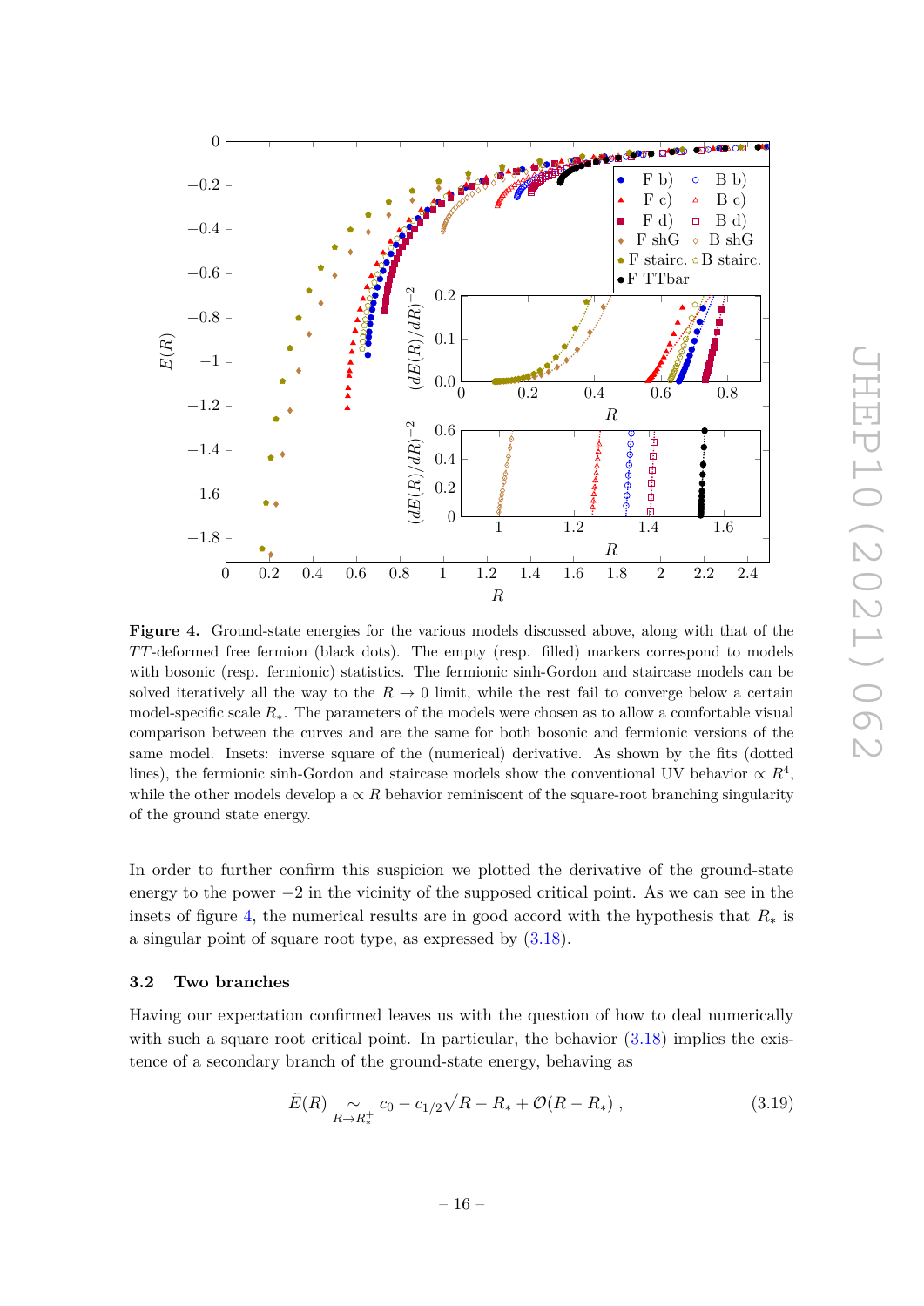**Figure 4.** Ground-state energies for the various models discussed above, along with that of the $T\bar{T}$-deformed free fermion (black dots). The empty (resp. filled) markers correspond to models with bosonic (resp. fermionic) statistics. The fermionic sinh-Gordon and staircase models can be solved iteratively all the way to the $R \to 0$ limit, while the rest fail to converge below a certain model-specific scale $R_*$. The parameters of the models were chosen as to allow a comfortable visual comparison between the curves and are the same for both bosonic and fermionic versions of the same model. Insets: inverse square of the (numerical) derivative. As shown by the fits (dotted lines), the fermionic sinh-Gordon and staircase models show the conventional UV behavior $\propto R^4$, while the other models develop a $\propto R$ behavior reminiscent of the square-root branching singularity of the ground state energy.

In order to further confirm this suspicion we plotted the derivative of the ground-state energy to the power $-2$ in the vicinity of the supposed critical point. As we can see in the insets of figure 4, the numerical results are in good accord with the hypothesis that $R_*$ is a singular point of square root type, as expressed by (3.18).

### 3.2 Two branches

Having our expectation confirmed leaves us with the question of how to deal numerically with such a square root critical point. In particular, the behavior (3.18) implies the existence of a secondary branch of the ground-state energy, behaving as

$$\tilde{E}(R) \underset{R \to R_*^+}{\sim} c_0 - c_{1/2}\sqrt{R - R_*} + \mathcal{O}(R - R_*) \,, \tag{3.19}$$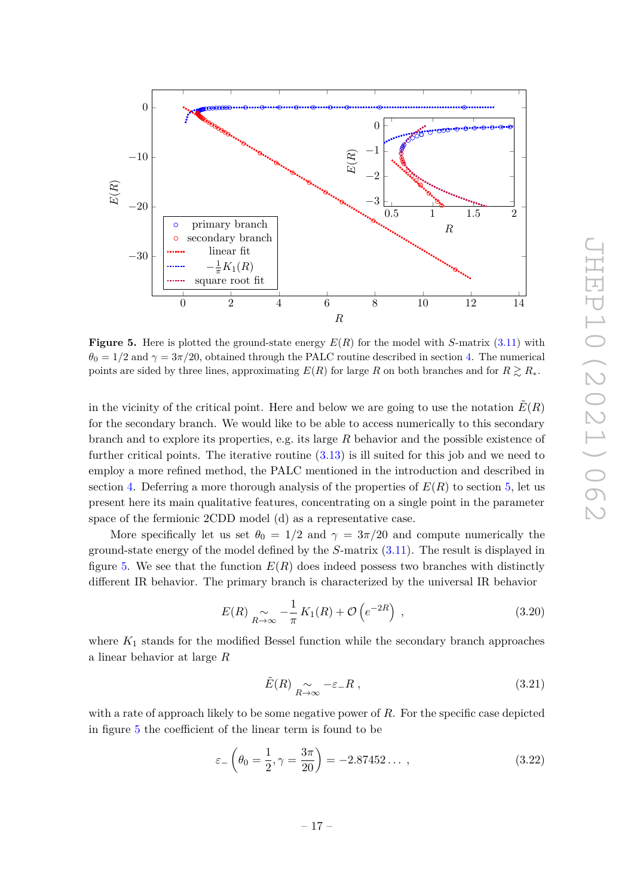**Figure 5.** Here is plotted the ground-state energy $E(R)$ for the model with $S$-matrix (3.11) with $\theta_0 = 1/2$ and $\gamma = 3\pi/20$, obtained through the PALC routine described in section 4. The numerical points are sided by three lines, approximating $E(R)$ for large $R$ on both branches and for $R \gtrsim R_*$.

in the vicinity of the critical point. Here and below we are going to use the notation $\tilde{E}(R)$ for the secondary branch. We would like to be able to access numerically to this secondary branch and to explore its properties, e.g. its large $R$ behavior and the possible existence of further critical points. The iterative routine (3.13) is ill suited for this job and we need to employ a more refined method, the PALC mentioned in the introduction and described in section 4. Deferring a more thorough analysis of the properties of $E(R)$ to section 5, let us present here its main qualitative features, concentrating on a single point in the parameter space of the fermionic 2CDD model (d) as a representative case.

More specifically let us set $\theta_0 = 1/2$ and $\gamma = 3\pi/20$ and compute numerically the ground-state energy of the model defined by the $S$-matrix (3.11). The result is displayed in figure 5. We see that the function $E(R)$ does indeed possess two branches with distinctly different IR behavior. The primary branch is characterized by the universal IR behavior

$$E(R) \underset{R\to\infty}{\sim} -\frac{1}{\pi} K_1(R) + \mathcal{O}\left(e^{-2R}\right) \ , \tag{3.20}$$

where $K_1$ stands for the modified Bessel function while the secondary branch approaches a linear behavior at large $R$

$$\tilde{E}(R) \underset{R\to\infty}{\sim} -\varepsilon_- R \, , \tag{3.21}$$

with a rate of approach likely to be some negative power of $R$. For the specific case depicted in figure 5 the coefficient of the linear term is found to be

$$\varepsilon_- \left(\theta_0 = \frac{1}{2}, \gamma = \frac{3\pi}{20}\right) = -2.87452\ldots \ , \tag{3.22}$$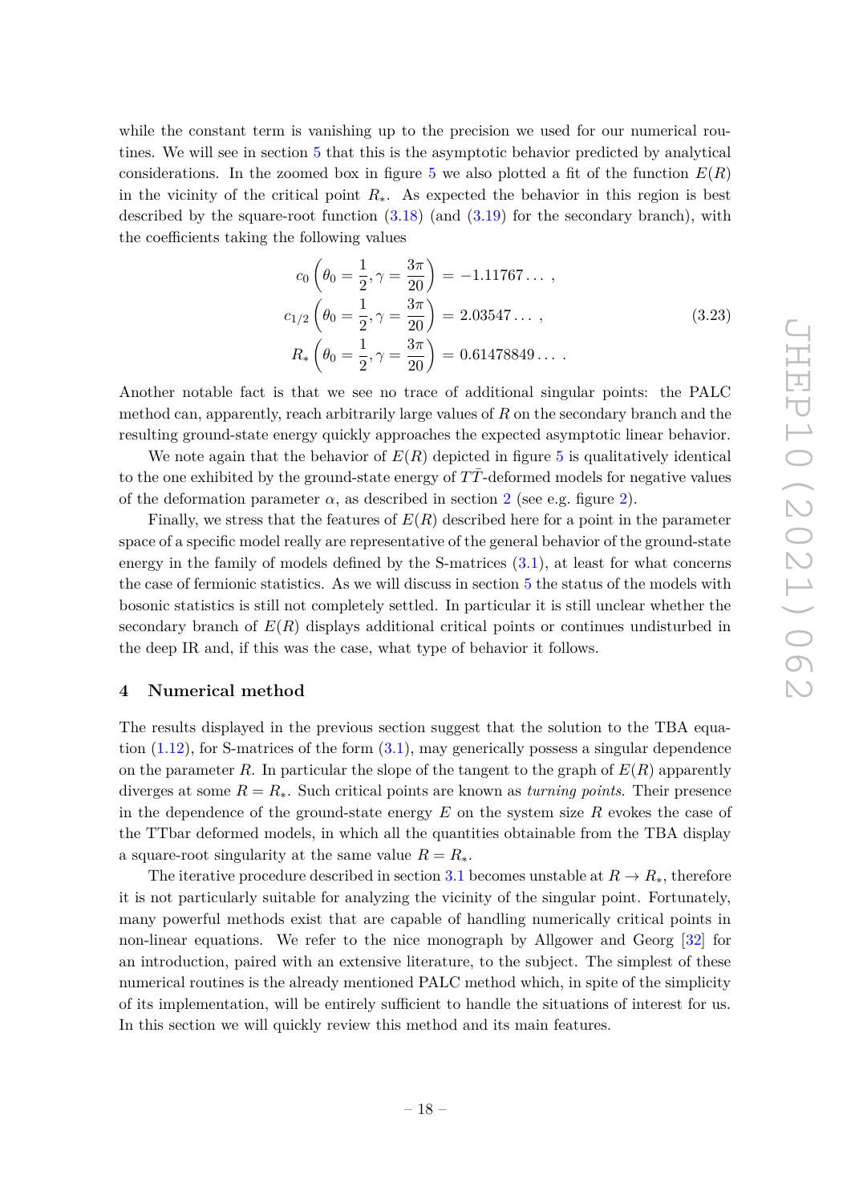while the constant term is vanishing up to the precision we used for our numerical routines. We will see in section 5 that this is the asymptotic behavior predicted by analytical considerations. In the zoomed box in figure 5 we also plotted a fit of the function $E(R)$ in the vicinity of the critical point $R_*$. As expected the behavior in this region is best described by the square-root function (3.18) (and (3.19) for the secondary branch), with the coefficients taking the following values

$$
\begin{aligned}
c_0\left(\theta_0 = \frac{1}{2}, \gamma = \frac{3\pi}{20}\right) &= -1.11767\dots\,, \\
c_{1/2}\left(\theta_0 = \frac{1}{2}, \gamma = \frac{3\pi}{20}\right) &= 2.03547\dots\,, \\
R_*\left(\theta_0 = \frac{1}{2}, \gamma = \frac{3\pi}{20}\right) &= 0.61478849\dots\,.
\end{aligned}
\tag{3.23}
$$

Another notable fact is that we see no trace of additional singular points: the PALC method can, apparently, reach arbitrarily large values of $R$ on the secondary branch and the resulting ground-state energy quickly approaches the expected asymptotic linear behavior.

We note again that the behavior of $E(R)$ depicted in figure 5 is qualitatively identical to the one exhibited by the ground-state energy of $T\bar{T}$-deformed models for negative values of the deformation parameter $\alpha$, as described in section 2 (see e.g. figure 2).

Finally, we stress that the features of $E(R)$ described here for a point in the parameter space of a specific model really are representative of the general behavior of the ground-state energy in the family of models defined by the S-matrices (3.1), at least for what concerns the case of fermionic statistics. As we will discuss in section 5 the status of the models with bosonic statistics is still not completely settled. In particular it is still unclear whether the secondary branch of $E(R)$ displays additional critical points or continues undisturbed in the deep IR and, if this was the case, what type of behavior it follows.

## 4 Numerical method

The results displayed in the previous section suggest that the solution to the TBA equation (1.12), for S-matrices of the form (3.1), may generically possess a singular dependence on the parameter $R$. In particular the slope of the tangent to the graph of $E(R)$ apparently diverges at some $R = R_*$. Such critical points are known as *turning points*. Their presence in the dependence of the ground-state energy $E$ on the system size $R$ evokes the case of the TTbar deformed models, in which all the quantities obtainable from the TBA display a square-root singularity at the same value $R = R_*$.

The iterative procedure described in section 3.1 becomes unstable at $R \to R_*$, therefore it is not particularly suitable for analyzing the vicinity of the singular point. Fortunately, many powerful methods exist that are capable of handling numerically critical points in non-linear equations. We refer to the nice monograph by Allgower and Georg [32] for an introduction, paired with an extensive literature, to the subject. The simplest of these numerical routines is the already mentioned PALC method which, in spite of the simplicity of its implementation, will be entirely sufficient to handle the situations of interest for us. In this section we will quickly review this method and its main features.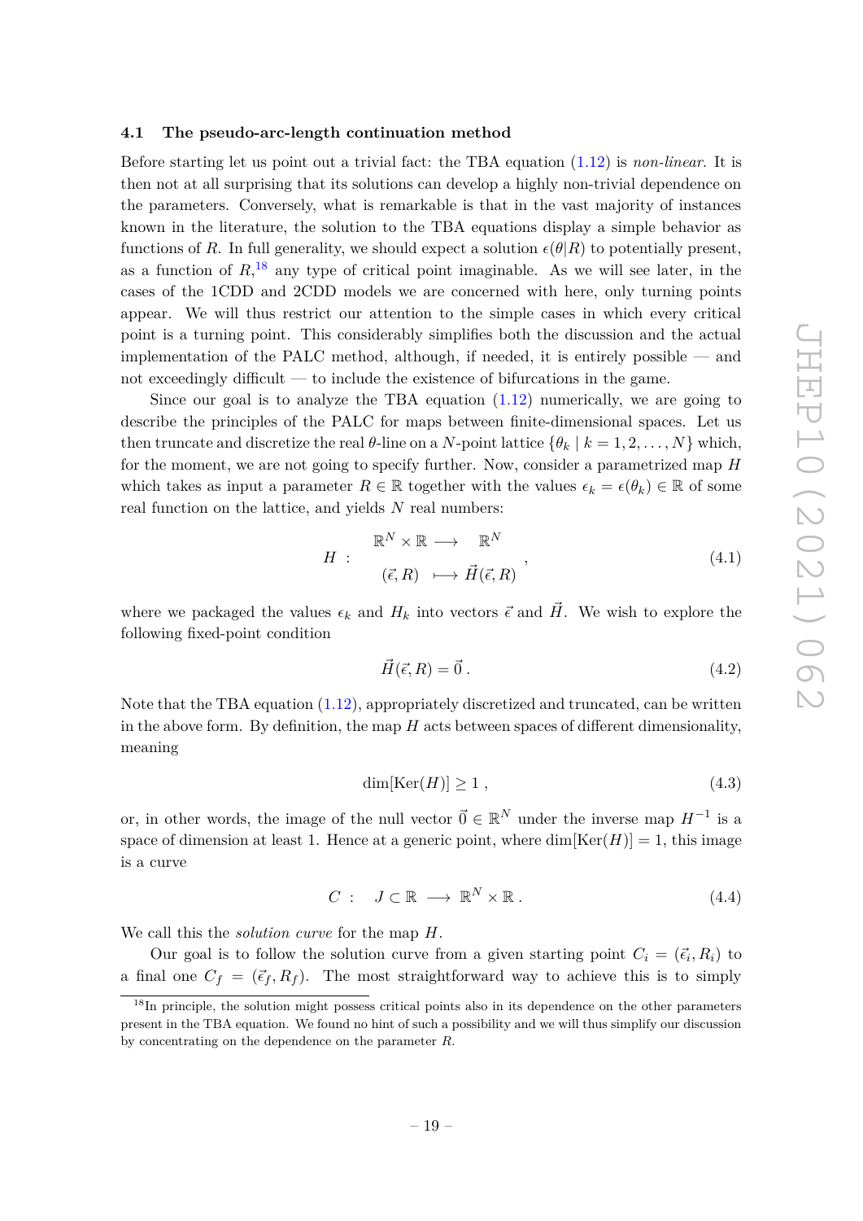### 4.1 The pseudo-arc-length continuation method

Before starting let us point out a trivial fact: the TBA equation (1.12) is *non-linear*. It is then not at all surprising that its solutions can develop a highly non-trivial dependence on the parameters. Conversely, what is remarkable is that in the vast majority of instances known in the literature, the solution to the TBA equations display a simple behavior as functions of $R$. In full generality, we should expect a solution $\epsilon(\theta|R)$ to potentially present, as a function of $R$,[18] any type of critical point imaginable. As we will see later, in the cases of the 1CDD and 2CDD models we are concerned with here, only turning points appear. We will thus restrict our attention to the simple cases in which every critical point is a turning point. This considerably simplifies both the discussion and the actual implementation of the PALC method, although, if needed, it is entirely possible — and not exceedingly difficult — to include the existence of bifurcations in the game.

Since our goal is to analyze the TBA equation (1.12) numerically, we are going to describe the principles of the PALC for maps between finite-dimensional spaces. Let us then truncate and discretize the real $\theta$-line on a $N$-point lattice $\{\theta_k \mid k = 1, 2, \ldots, N\}$ which, for the moment, we are not going to specify further. Now, consider a parametrized map $H$ which takes as input a parameter $R \in \mathbb{R}$ together with the values $\epsilon_k = \epsilon(\theta_k) \in \mathbb{R}$ of some real function on the lattice, and yields $N$ real numbers:

$$H \ : \ \begin{array}{ccc} \mathbb{R}^N \times \mathbb{R} & \longrightarrow & \mathbb{R}^N \\ (\vec{\epsilon}, R) & \longmapsto & \vec{H}(\vec{\epsilon}, R) \end{array} , \tag{4.1}$$

where we packaged the values $\epsilon_k$ and $H_k$ into vectors $\vec{\epsilon}$ and $\vec{H}$. We wish to explore the following fixed-point condition

$$\vec{H}(\vec{\epsilon}, R) = \vec{0} \, . \tag{4.2}$$

Note that the TBA equation (1.12), appropriately discretized and truncated, can be written in the above form. By definition, the map $H$ acts between spaces of different dimensionality, meaning

$$\dim[\mathrm{Ker}(H)] \geq 1 \, , \tag{4.3}$$

or, in other words, the image of the null vector $\vec{0} \in \mathbb{R}^N$ under the inverse map $H^{-1}$ is a space of dimension at least 1. Hence at a generic point, where $\dim[\mathrm{Ker}(H)] = 1$, this image is a curve

$$C \ : \quad J \subset \mathbb{R} \ \longrightarrow \ \mathbb{R}^N \times \mathbb{R} \, . \tag{4.4}$$

We call this the *solution curve* for the map $H$.

Our goal is to follow the solution curve from a given starting point $C_i = (\vec{\epsilon}_i, R_i)$ to a final one $C_f = (\vec{\epsilon}_f, R_f)$. The most straightforward way to achieve this is to simply

[18] In principle, the solution might possess critical points also in its dependence on the other parameters present in the TBA equation. We found no hint of such a possibility and we will thus simplify our discussion by concentrating on the dependence on the parameter $R$.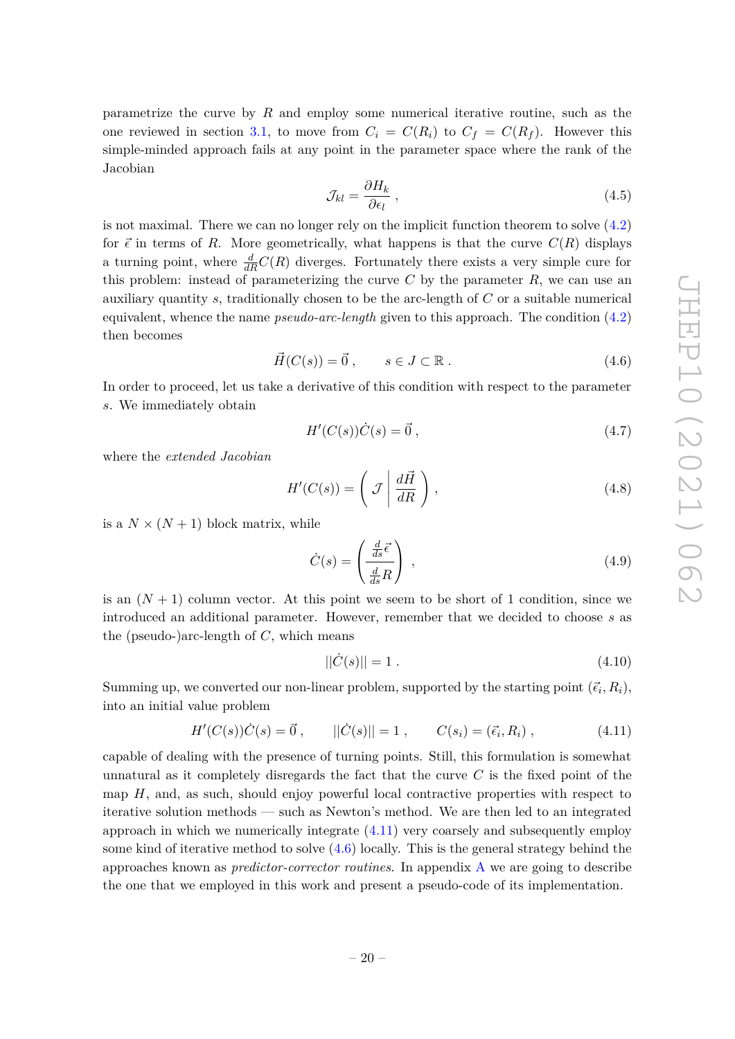parametrize the curve by $R$ and employ some numerical iterative routine, such as the one reviewed in section 3.1, to move from $C_i = C(R_i)$ to $C_f = C(R_f)$. However this simple-minded approach fails at any point in the parameter space where the rank of the Jacobian

$$
\mathcal{J}_{kl} = \frac{\partial H_k}{\partial \epsilon_l} \,, \tag{4.5}
$$

is not maximal. There we can no longer rely on the implicit function theorem to solve (4.2) for $\vec{\epsilon}$ in terms of $R$. More geometrically, what happens is that the curve $C(R)$ displays a turning point, where $\frac{d}{dR}C(R)$ diverges. Fortunately there exists a very simple cure for this problem: instead of parameterizing the curve $C$ by the parameter $R$, we can use an auxiliary quantity $s$, traditionally chosen to be the arc-length of $C$ or a suitable numerical equivalent, whence the name *pseudo-arc-length* given to this approach. The condition (4.2) then becomes

$$
\vec{H}(C(s)) = \vec{0} \,, \qquad s \in J \subset \mathbb{R} \,. \tag{4.6}
$$

In order to proceed, let us take a derivative of this condition with respect to the parameter $s$. We immediately obtain

$$
H'(C(s))\dot{C}(s) = \vec{0} \,, \tag{4.7}
$$

where the *extended Jacobian*

$$
H'(C(s)) = \left( \mathcal{J} \;\middle|\; \frac{d\vec{H}}{dR} \right) , \tag{4.8}
$$

is a $N \times (N+1)$ block matrix, while

$$
\dot{C}(s) = \left( \frac{\frac{d}{ds}\vec{\epsilon}}{\frac{d}{ds}R} \right) , \tag{4.9}
$$

is an $(N+1)$ column vector. At this point we seem to be short of 1 condition, since we introduced an additional parameter. However, remember that we decided to choose $s$ as the (pseudo-)arc-length of $C$, which means

$$
||\dot{C}(s)|| = 1 \,. \tag{4.10}
$$

Summing up, we converted our non-linear problem, supported by the starting point $(\vec{\epsilon}_i, R_i)$, into an initial value problem

$$
H'(C(s))\dot{C}(s) = \vec{0} \,, \qquad ||\dot{C}(s)|| = 1 \,, \qquad C(s_i) = (\vec{\epsilon}_i, R_i) \,, \tag{4.11}
$$

capable of dealing with the presence of turning points. Still, this formulation is somewhat unnatural as it completely disregards the fact that the curve $C$ is the fixed point of the map $H$, and, as such, should enjoy powerful local contractive properties with respect to iterative solution methods — such as Newton's method. We are then led to an integrated approach in which we numerically integrate (4.11) very coarsely and subsequently employ some kind of iterative method to solve (4.6) locally. This is the general strategy behind the approaches known as *predictor-corrector routines*. In appendix A we are going to describe the one that we employed in this work and present a pseudo-code of its implementation.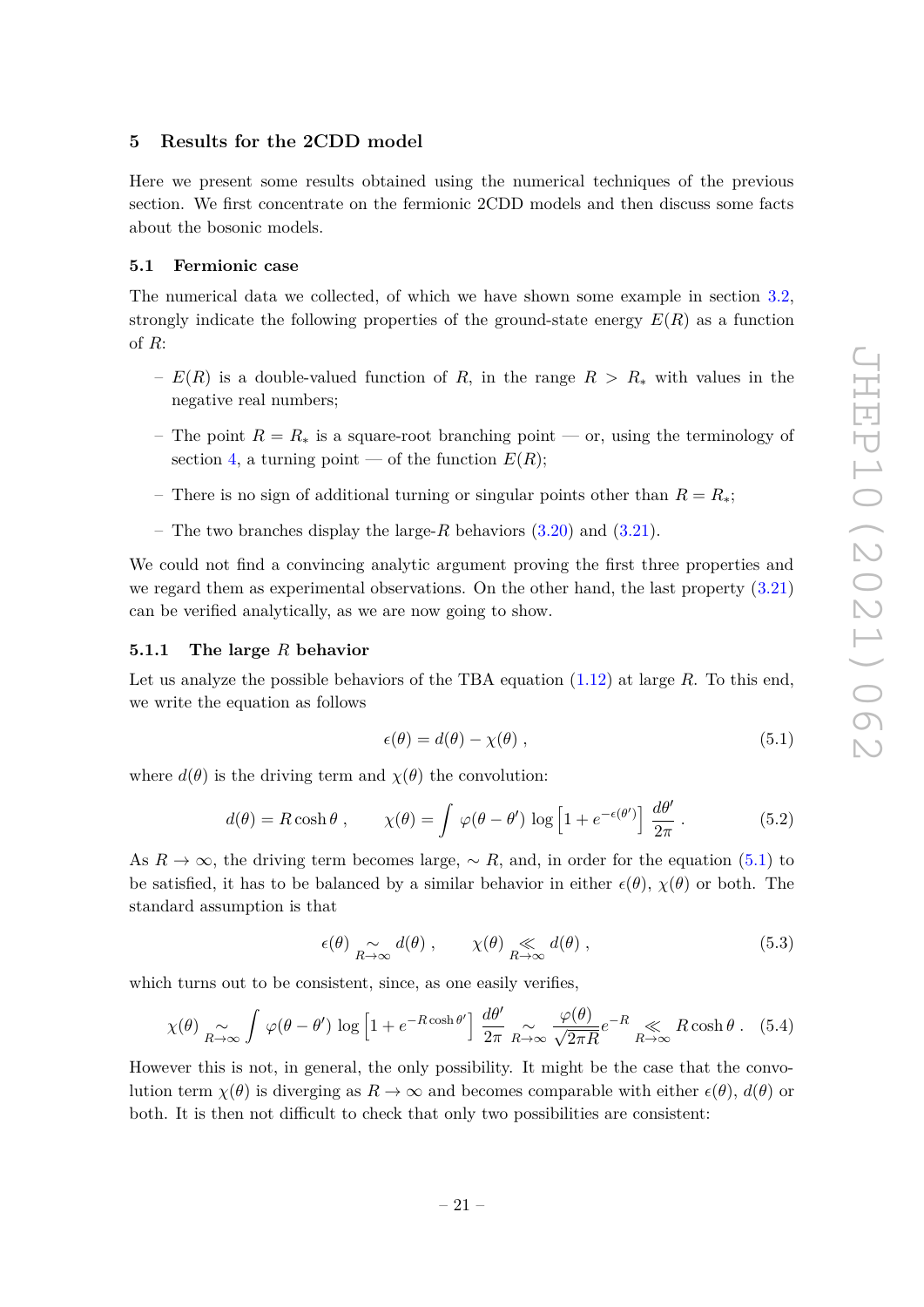## 5 Results for the 2CDD model

Here we present some results obtained using the numerical techniques of the previous section. We first concentrate on the fermionic 2CDD models and then discuss some facts about the bosonic models.

### 5.1 Fermionic case

The numerical data we collected, of which we have shown some example in section 3.2, strongly indicate the following properties of the ground-state energy $E(R)$ as a function of $R$:

- $E(R)$ is a double-valued function of $R$, in the range $R > R_*$ with values in the negative real numbers;
- The point $R = R_*$ is a square-root branching point — or, using the terminology of section 4, a turning point — of the function $E(R)$;
- There is no sign of additional turning or singular points other than $R = R_*$;
- The two branches display the large-$R$ behaviors (3.20) and (3.21).

We could not find a convincing analytic argument proving the first three properties and we regard them as experimental observations. On the other hand, the last property (3.21) can be verified analytically, as we are now going to show.

#### 5.1.1 The large $R$ behavior

Let us analyze the possible behaviors of the TBA equation (1.12) at large $R$. To this end, we write the equation as follows

$$\epsilon(\theta) = d(\theta) - \chi(\theta) \; , \tag{5.1}$$

where $d(\theta)$ is the driving term and $\chi(\theta)$ the convolution:

$$d(\theta) = R\cosh\theta \; , \qquad \chi(\theta) = \int \varphi(\theta - \theta') \, \log\left[1 + e^{-\epsilon(\theta')}\right] \frac{d\theta'}{2\pi} \; . \tag{5.2}$$

As $R \to \infty$, the driving term becomes large, $\sim R$, and, in order for the equation (5.1) to be satisfied, it has to be balanced by a similar behavior in either $\epsilon(\theta)$, $\chi(\theta)$ or both. The standard assumption is that

$$\epsilon(\theta) \underset{R\to\infty}{\sim} d(\theta) \; , \qquad \chi(\theta) \underset{R\to\infty}{\ll} d(\theta) \; , \tag{5.3}$$

which turns out to be consistent, since, as one easily verifies,

$$\chi(\theta) \underset{R\to\infty}{\sim} \int \varphi(\theta - \theta') \, \log\left[1 + e^{-R\cosh\theta'}\right] \frac{d\theta'}{2\pi} \underset{R\to\infty}{\sim} \frac{\varphi(\theta)}{\sqrt{2\pi R}} e^{-R} \underset{R\to\infty}{\ll} R\cosh\theta \; . \tag{5.4}$$

However this is not, in general, the only possibility. It might be the case that the convolution term $\chi(\theta)$ is diverging as $R \to \infty$ and becomes comparable with either $\epsilon(\theta)$, $d(\theta)$ or both. It is then not difficult to check that only two possibilities are consistent: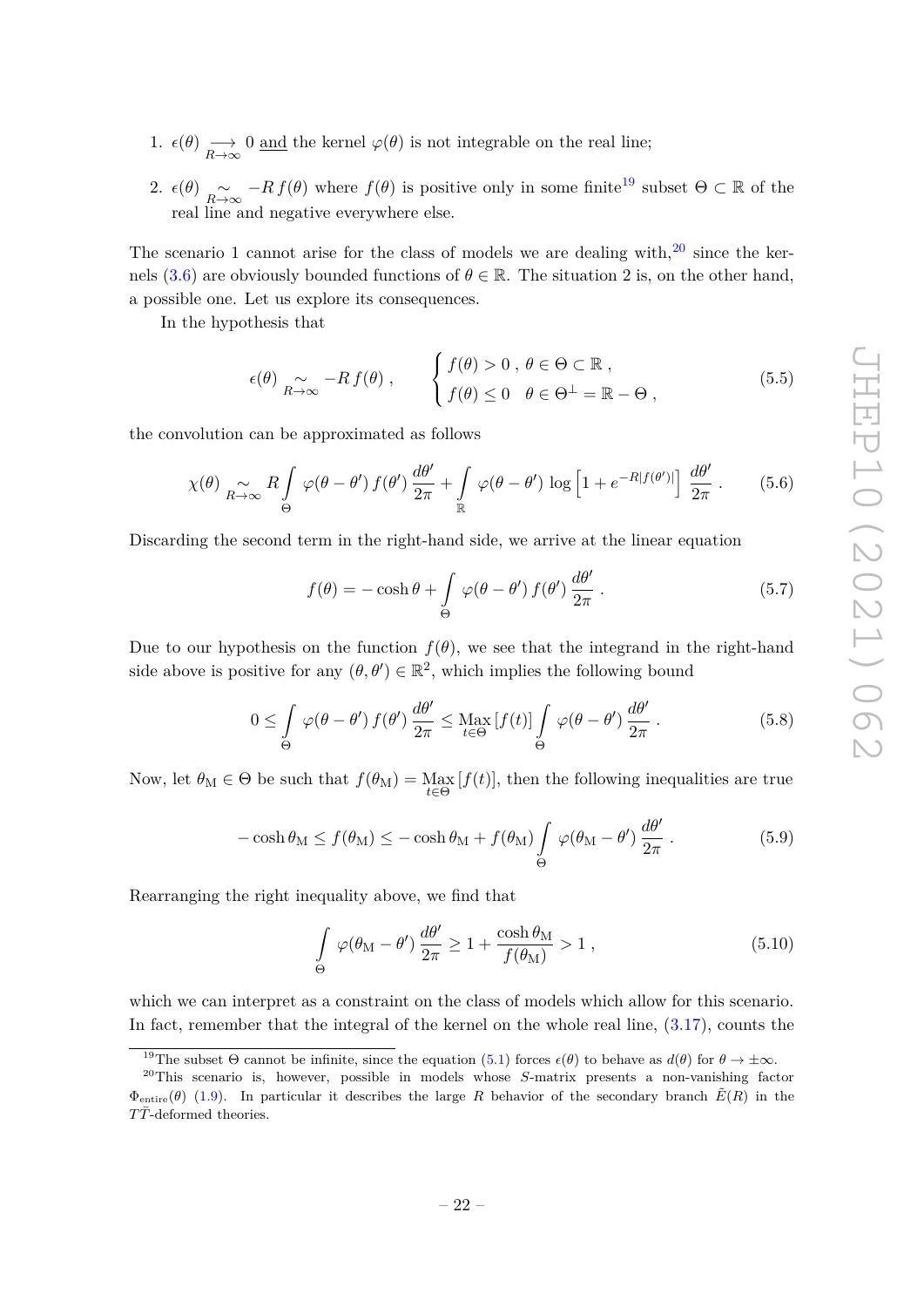1. $\epsilon(\theta) \underset{R\to\infty}{\longrightarrow} 0$ and the kernel $\varphi(\theta)$ is not integrable on the real line;
2. $\epsilon(\theta) \underset{R\to\infty}{\sim} -R\, f(\theta)$ where $f(\theta)$ is positive only in some finite[19] subset $\Theta \subset \mathbb{R}$ of the real line and negative everywhere else.

The scenario 1 cannot arise for the class of models we are dealing with,[20] since the kernels (3.6) are obviously bounded functions of $\theta \in \mathbb{R}$. The situation 2 is, on the other hand, a possible one. Let us explore its consequences.

In the hypothesis that

$$\epsilon(\theta) \underset{R\to\infty}{\sim} -R\, f(\theta)\,, \qquad \begin{cases} f(\theta) > 0\,,\ \theta \in \Theta \subset \mathbb{R}\,, \\ f(\theta) \leq 0 \quad \theta \in \Theta^{\perp} = \mathbb{R} - \Theta\,, \end{cases} \tag{5.5}$$

the convolution can be approximated as follows

$$\chi(\theta) \underset{R\to\infty}{\sim} R \int\limits_{\Theta} \varphi(\theta-\theta')\, f(\theta')\, \frac{d\theta'}{2\pi} + \int\limits_{\mathbb{R}} \varphi(\theta-\theta') \log\left[1 + e^{-R|f(\theta')|}\right] \frac{d\theta'}{2\pi}\,. \tag{5.6}$$

Discarding the second term in the right-hand side, we arrive at the linear equation

$$f(\theta) = -\cosh\theta + \int\limits_{\Theta} \varphi(\theta-\theta')\, f(\theta')\, \frac{d\theta'}{2\pi}\,. \tag{5.7}$$

Due to our hypothesis on the function $f(\theta)$, we see that the integrand in the right-hand side above is positive for any $(\theta,\theta') \in \mathbb{R}^2$, which implies the following bound

$$0 \leq \int\limits_{\Theta} \varphi(\theta-\theta')\, f(\theta')\, \frac{d\theta'}{2\pi} \leq \underset{t\in\Theta}{\mathrm{Max}}\,[f(t)] \int\limits_{\Theta} \varphi(\theta-\theta')\, \frac{d\theta'}{2\pi}\,. \tag{5.8}$$

Now, let $\theta_{\mathrm{M}} \in \Theta$ be such that $f(\theta_{\mathrm{M}}) = \underset{t\in\Theta}{\mathrm{Max}}\,[f(t)]$, then the following inequalities are true

$$-\cosh\theta_{\mathrm{M}} \leq f(\theta_{\mathrm{M}}) \leq -\cosh\theta_{\mathrm{M}} + f(\theta_{\mathrm{M}}) \int\limits_{\Theta} \varphi(\theta_{\mathrm{M}}-\theta')\, \frac{d\theta'}{2\pi}\,. \tag{5.9}$$

Rearranging the right inequality above, we find that

$$\int\limits_{\Theta} \varphi(\theta_{\mathrm{M}}-\theta')\, \frac{d\theta'}{2\pi} \geq 1 + \frac{\cosh\theta_{\mathrm{M}}}{f(\theta_{\mathrm{M}})} > 1\,, \tag{5.10}$$

which we can interpret as a constraint on the class of models which allow for this scenario. In fact, remember that the integral of the kernel on the whole real line, (3.17), counts the

---

[19] The subset $\Theta$ cannot be infinite, since the equation (5.1) forces $\epsilon(\theta)$ to behave as $d(\theta)$ for $\theta \to \pm\infty$.

[20] This scenario is, however, possible in models whose $S$-matrix presents a non-vanishing factor $\Phi_{\mathrm{entire}}(\theta)$ (1.9). In particular it describes the large $R$ behavior of the secondary branch $\tilde{E}(R)$ in the $T\bar{T}$-deformed theories.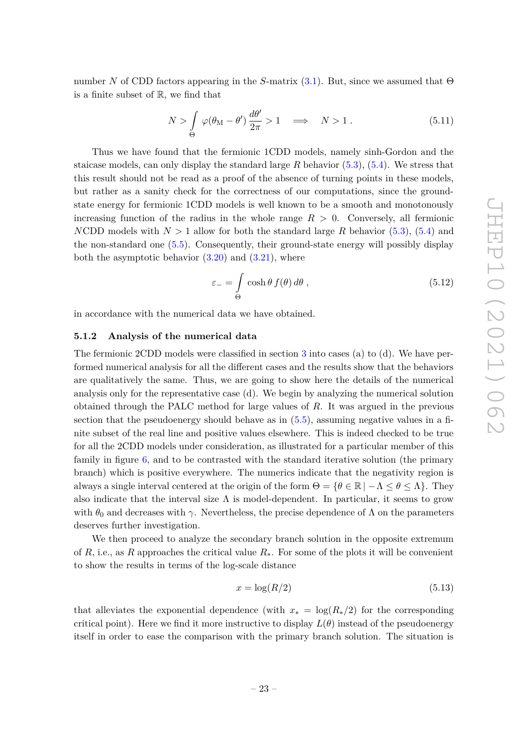number $N$ of CDD factors appearing in the $S$-matrix (3.1). But, since we assumed that $\Theta$ is a finite subset of $\mathbb{R}$, we find that

$$N > \int_{\Theta} \varphi(\theta_{\rm M} - \theta') \, \frac{d\theta'}{2\pi} > 1 \quad \Longrightarrow \quad N > 1 \, . \tag{5.11}$$

Thus we have found that the fermionic 1CDD models, namely sinh-Gordon and the staicase models, can only display the standard large $R$ behavior (5.3), (5.4). We stress that this result should not be read as a proof of the absence of turning points in these models, but rather as a sanity check for the correctness of our computations, since the ground-state energy for fermionic 1CDD models is well known to be a smooth and monotonously increasing function of the radius in the whole range $R > 0$. Conversely, all fermionic $N$CDD models with $N > 1$ allow for both the standard large $R$ behavior (5.3), (5.4) and the non-standard one (5.5). Consequently, their ground-state energy will possibly display both the asymptotic behavior (3.20) and (3.21), where

$$\varepsilon_- = \int_{\Theta} \cosh\theta \, f(\theta) \, d\theta \, , \tag{5.12}$$

in accordance with the numerical data we have obtained.

### 5.1.2 Analysis of the numerical data

The fermionic 2CDD models were classified in section 3 into cases (a) to (d). We have performed numerical analysis for all the different cases and the results show that the behaviors are qualitatively the same. Thus, we are going to show here the details of the numerical analysis only for the representative case (d). We begin by analyzing the numerical solution obtained through the PALC method for large values of $R$. It was argued in the previous section that the pseudoenergy should behave as in (5.5), assuming negative values in a finite subset of the real line and positive values elsewhere. This is indeed checked to be true for all the 2CDD models under consideration, as illustrated for a particular member of this family in figure 6, and to be contrasted with the standard iterative solution (the primary branch) which is positive everywhere. The numerics indicate that the negativity region is always a single interval centered at the origin of the form $\Theta = \{\theta \in \mathbb{R} \,|\, -\Lambda \leq \theta \leq \Lambda\}$. They also indicate that the interval size $\Lambda$ is model-dependent. In particular, it seems to grow with $\theta_0$ and decreases with $\gamma$. Nevertheless, the precise dependence of $\Lambda$ on the parameters deserves further investigation.

We then proceed to analyze the secondary branch solution in the opposite extremum of $R$, i.e., as $R$ approaches the critical value $R_*$. For some of the plots it will be convenient to show the results in terms of the log-scale distance

$$x = \log(R/2) \tag{5.13}$$

that alleviates the exponential dependence (with $x_* = \log(R_*/2)$ for the corresponding critical point). Here we find it more instructive to display $L(\theta)$ instead of the pseudoenergy itself in order to ease the comparison with the primary branch solution. The situation is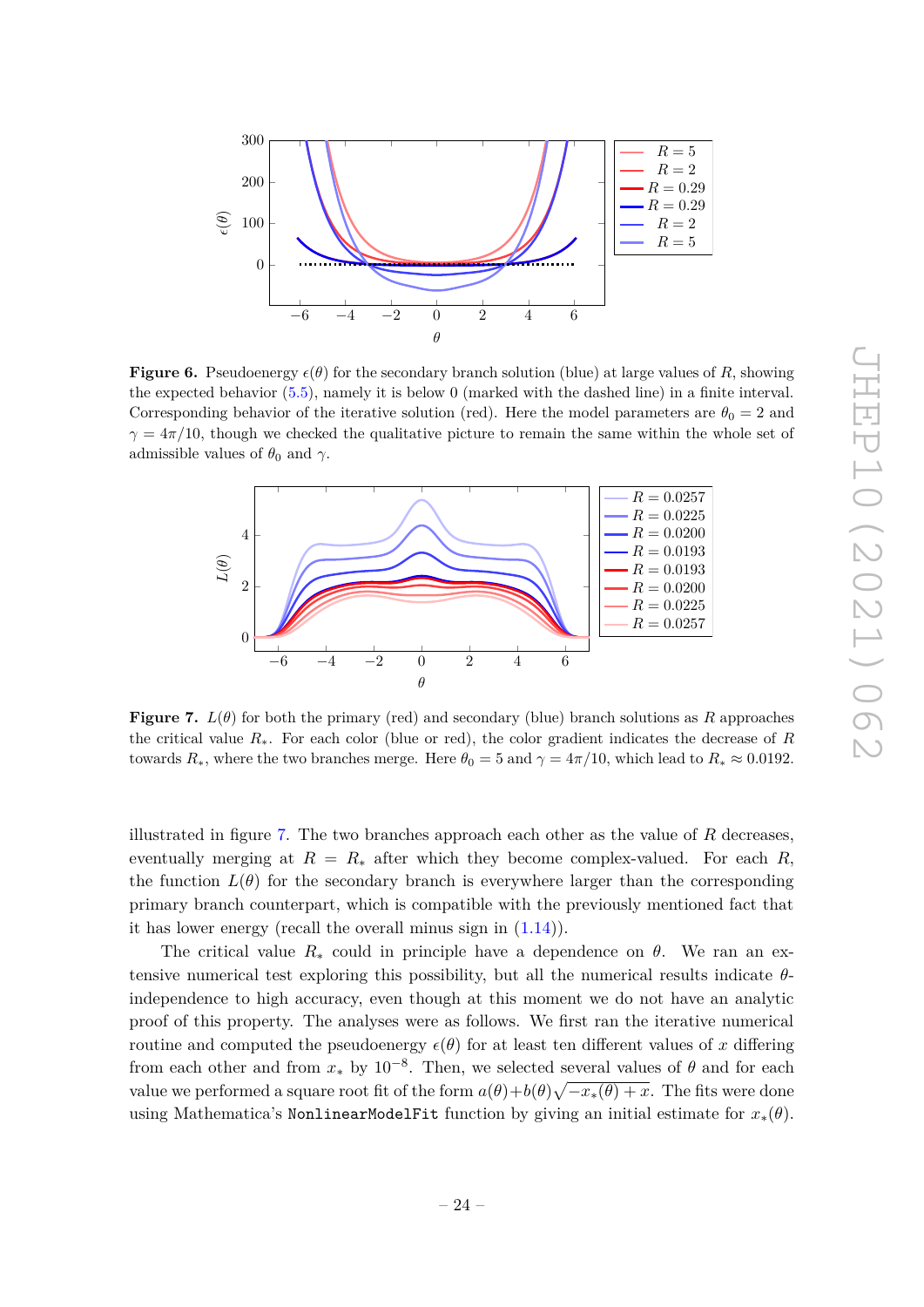**Figure 6.** Pseudoenergy $\epsilon(\theta)$ for the secondary branch solution (blue) at large values of $R$, showing the expected behavior (5.5), namely it is below 0 (marked with the dashed line) in a finite interval. Corresponding behavior of the iterative solution (red). Here the model parameters are $\theta_0 = 2$ and $\gamma = 4\pi/10$, though we checked the qualitative picture to remain the same within the whole set of admissible values of $\theta_0$ and $\gamma$.

**Figure 7.** $L(\theta)$ for both the primary (red) and secondary (blue) branch solutions as $R$ approaches the critical value $R_*$. For each color (blue or red), the color gradient indicates the decrease of $R$ towards $R_*$, where the two branches merge. Here $\theta_0 = 5$ and $\gamma = 4\pi/10$, which lead to $R_* \approx 0.0192$.

illustrated in figure 7. The two branches approach each other as the value of $R$ decreases, eventually merging at $R = R_*$ after which they become complex-valued. For each $R$, the function $L(\theta)$ for the secondary branch is everywhere larger than the corresponding primary branch counterpart, which is compatible with the previously mentioned fact that it has lower energy (recall the overall minus sign in (1.14)).

The critical value $R_*$ could in principle have a dependence on $\theta$. We ran an extensive numerical test exploring this possibility, but all the numerical results indicate $\theta$-independence to high accuracy, even though at this moment we do not have an analytic proof of this property. The analyses were as follows. We first ran the iterative numerical routine and computed the pseudoenergy $\epsilon(\theta)$ for at least ten different values of $x$ differing from each other and from $x_*$ by $10^{-8}$. Then, we selected several values of $\theta$ and for each value we performed a square root fit of the form $a(\theta)+b(\theta)\sqrt{-x_*(\theta)+x}$. The fits were done using Mathematica's `NonlinearModelFit` function by giving an initial estimate for $x_*(\theta)$.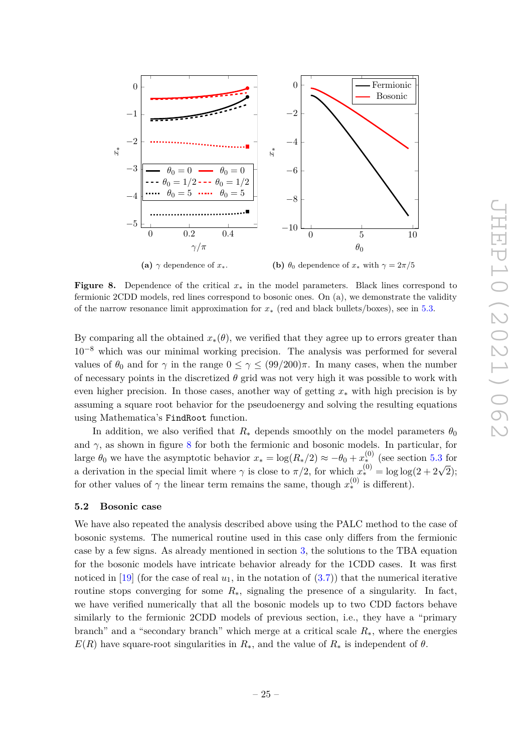(a) $\gamma$ dependence of $x_*$.

(b) $\theta_0$ dependence of $x_*$ with $\gamma = 2\pi/5$

**Figure 8.** Dependence of the critical $x_*$ in the model parameters. Black lines correspond to fermionic 2CDD models, red lines correspond to bosonic ones. On (a), we demonstrate the validity of the narrow resonance limit approximation for $x_*$ (red and black bullets/boxes), see in 5.3.

By comparing all the obtained $x_*(\theta)$, we verified that they agree up to errors greater than $10^{-8}$ which was our minimal working precision. The analysis was performed for several values of $\theta_0$ and for $\gamma$ in the range $0 \leq \gamma \leq (99/200)\pi$. In many cases, when the number of necessary points in the discretized $\theta$ grid was not very high it was possible to work with even higher precision. In those cases, another way of getting $x_*$ with high precision is by assuming a square root behavior for the pseudoenergy and solving the resulting equations using Mathematica's `FindRoot` function.

In addition, we also verified that $R_*$ depends smoothly on the model parameters $\theta_0$ and $\gamma$, as shown in figure 8 for both the fermionic and bosonic models. In particular, for large $\theta_0$ we have the asymptotic behavior $x_* = \log(R_*/2) \approx -\theta_0 + x_*^{(0)}$ (see section 5.3 for a derivation in the special limit where $\gamma$ is close to $\pi/2$, for which $x_*^{(0)} = \log\log(2+2\sqrt{2})$; for other values of $\gamma$ the linear term remains the same, though $x_*^{(0)}$ is different).

### 5.2 Bosonic case

We have also repeated the analysis described above using the PALC method to the case of bosonic systems. The numerical routine used in this case only differs from the fermionic case by a few signs. As already mentioned in section 3, the solutions to the TBA equation for the bosonic models have intricate behavior already for the 1CDD cases. It was first noticed in [19] (for the case of real $u_1$, in the notation of (3.7)) that the numerical iterative routine stops converging for some $R_*$, signaling the presence of a singularity. In fact, we have verified numerically that all the bosonic models up to two CDD factors behave similarly to the fermionic 2CDD models of previous section, i.e., they have a "primary branch" and a "secondary branch" which merge at a critical scale $R_*$, where the energies $E(R)$ have square-root singularities in $R_*$, and the value of $R_*$ is independent of $\theta$.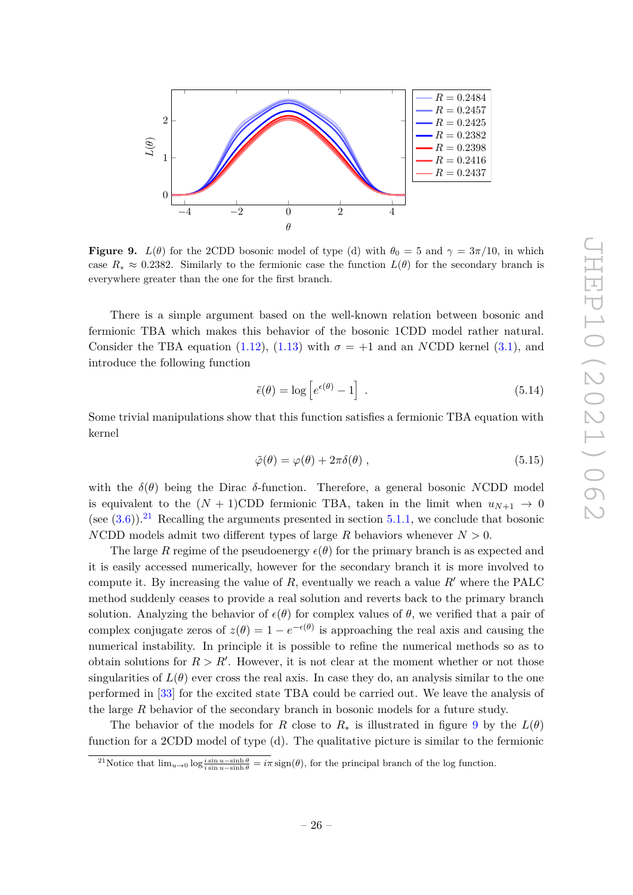**Figure 9.** $L(\theta)$ for the 2CDD bosonic model of type (d) with $\theta_0 = 5$ and $\gamma = 3\pi/10$, in which case $R_* \approx 0.2382$. Similarly to the fermionic case the function $L(\theta)$ for the secondary branch is everywhere greater than the one for the first branch.

There is a simple argument based on the well-known relation between bosonic and fermionic TBA which makes this behavior of the bosonic 1CDD model rather natural. Consider the TBA equation (1.12), (1.13) with $\sigma = +1$ and an $N$CDD kernel (3.1), and introduce the following function

$$\tilde{\epsilon}(\theta) = \log\left[e^{\epsilon(\theta)} - 1\right] . \tag{5.14}$$

Some trivial manipulations show that this function satisfies a fermionic TBA equation with kernel

$$\tilde{\varphi}(\theta) = \varphi(\theta) + 2\pi\delta(\theta) , \tag{5.15}$$

with the $\delta(\theta)$ being the Dirac $\delta$-function. Therefore, a general bosonic $N$CDD model is equivalent to the $(N+1)$CDD fermionic TBA, taken in the limit when $u_{N+1} \to 0$ (see (3.6)).[21] Recalling the arguments presented in section 5.1.1, we conclude that bosonic $N$CDD models admit two different types of large $R$ behaviors whenever $N > 0$.

The large $R$ regime of the pseudoenergy $\epsilon(\theta)$ for the primary branch is as expected and it is easily accessed numerically, however for the secondary branch it is more involved to compute it. By increasing the value of $R$, eventually we reach a value $R'$ where the PALC method suddenly ceases to provide a real solution and reverts back to the primary branch solution. Analyzing the behavior of $\epsilon(\theta)$ for complex values of $\theta$, we verified that a pair of complex conjugate zeros of $z(\theta) = 1 - e^{-\epsilon(\theta)}$ is approaching the real axis and causing the numerical instability. In principle it is possible to refine the numerical methods so as to obtain solutions for $R > R'$. However, it is not clear at the moment whether or not those singularities of $L(\theta)$ ever cross the real axis. In case they do, an analysis similar to the one performed in [33] for the excited state TBA could be carried out. We leave the analysis of the large $R$ behavior of the secondary branch in bosonic models for a future study.

The behavior of the models for $R$ close to $R_*$ is illustrated in figure 9 by the $L(\theta)$ function for a 2CDD model of type (d). The qualitative picture is similar to the fermionic

[21] Notice that $\lim_{u\to 0} \log \frac{i \sin u - \sinh\theta}{i \sin u - \sinh\theta} = i\pi\,\mathrm{sign}(\theta)$, for the principal branch of the log function.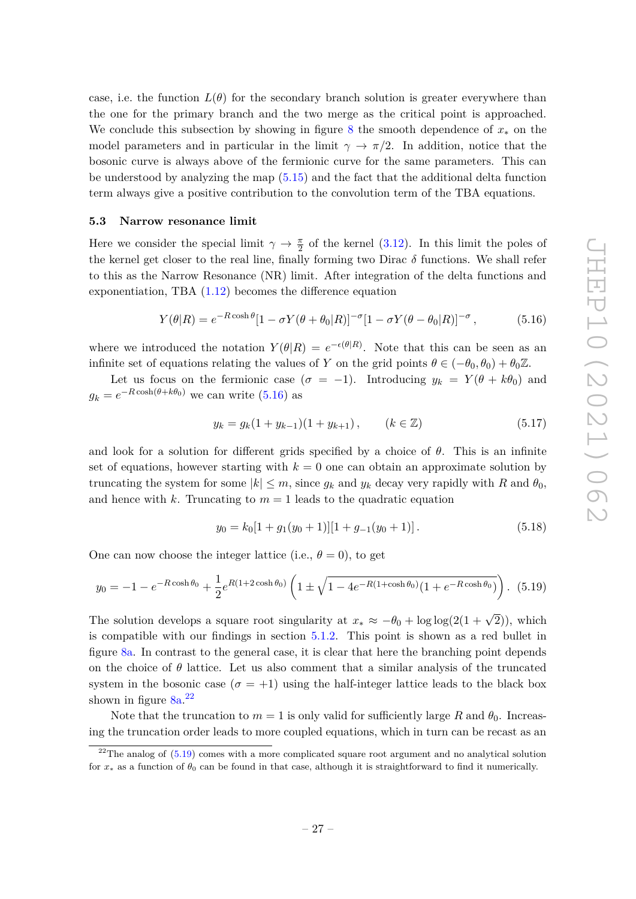case, i.e. the function $L(\theta)$ for the secondary branch solution is greater everywhere than the one for the primary branch and the two merge as the critical point is approached. We conclude this subsection by showing in figure 8 the smooth dependence of $x_*$ on the model parameters and in particular in the limit $\gamma \to \pi/2$. In addition, notice that the bosonic curve is always above of the fermionic curve for the same parameters. This can be understood by analyzing the map (5.15) and the fact that the additional delta function term always give a positive contribution to the convolution term of the TBA equations.

### 5.3 Narrow resonance limit

Here we consider the special limit $\gamma \to \frac{\pi}{2}$ of the kernel (3.12). In this limit the poles of the kernel get closer to the real line, finally forming two Dirac $\delta$ functions. We shall refer to this as the Narrow Resonance (NR) limit. After integration of the delta functions and exponentiation, TBA (1.12) becomes the difference equation

$$Y(\theta|R) = e^{-R\cosh\theta}[1 - \sigma Y(\theta+\theta_0|R)]^{-\sigma}[1 - \sigma Y(\theta-\theta_0|R)]^{-\sigma}\,, \tag{5.16}$$

where we introduced the notation $Y(\theta|R) = e^{-\epsilon(\theta|R)}$. Note that this can be seen as an infinite set of equations relating the values of $Y$ on the grid points $\theta \in (-\theta_0, \theta_0) + \theta_0\mathbb{Z}$.

Let us focus on the fermionic case ($\sigma = -1$). Introducing $y_k = Y(\theta + k\theta_0)$ and $g_k = e^{-R\cosh(\theta+k\theta_0)}$ we can write (5.16) as

$$y_k = g_k(1 + y_{k-1})(1 + y_{k+1})\,, \qquad (k \in \mathbb{Z}) \tag{5.17}$$

and look for a solution for different grids specified by a choice of $\theta$. This is an infinite set of equations, however starting with $k = 0$ one can obtain an approximate solution by truncating the system for some $|k| \leq m$, since $g_k$ and $y_k$ decay very rapidly with $R$ and $\theta_0$, and hence with $k$. Truncating to $m = 1$ leads to the quadratic equation

$$y_0 = k_0[1 + g_1(y_0 + 1)][1 + g_{-1}(y_0 + 1)]\,. \tag{5.18}$$

One can now choose the integer lattice (i.e., $\theta = 0$), to get

$$y_0 = -1 - e^{-R\cosh\theta_0} + \frac{1}{2}e^{R(1+2\cosh\theta_0)}\left(1 \pm \sqrt{1 - 4e^{-R(1+\cosh\theta_0)}(1 + e^{-R\cosh\theta_0})}\right). \tag{5.19}$$

The solution develops a square root singularity at $x_* \approx -\theta_0 + \log\log(2(1+\sqrt{2}))$, which is compatible with our findings in section 5.1.2. This point is shown as a red bullet in figure 8a. In contrast to the general case, it is clear that here the branching point depends on the choice of $\theta$ lattice. Let us also comment that a similar analysis of the truncated system in the bosonic case ($\sigma = +1$) using the half-integer lattice leads to the black box shown in figure 8a.[22]

Note that the truncation to $m = 1$ is only valid for sufficiently large $R$ and $\theta_0$. Increasing the truncation order leads to more coupled equations, which in turn can be recast as an

[22] The analog of (5.19) comes with a more complicated square root argument and no analytical solution for $x_*$ as a function of $\theta_0$ can be found in that case, although it is straightforward to find it numerically.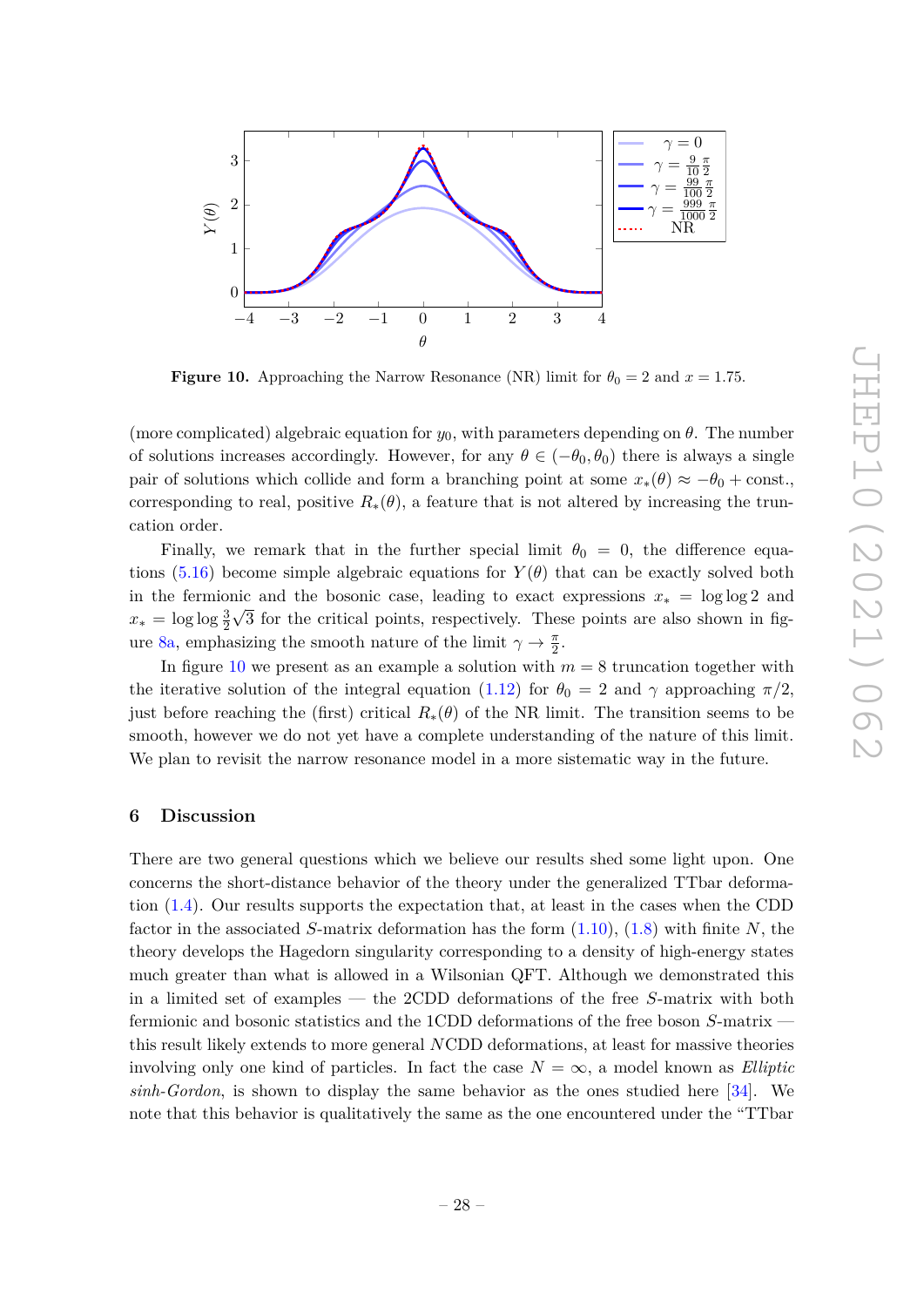**Figure 10.** Approaching the Narrow Resonance (NR) limit for $\theta_0 = 2$ and $x = 1.75$.

(more complicated) algebraic equation for $y_0$, with parameters depending on $\theta$. The number of solutions increases accordingly. However, for any $\theta \in (-\theta_0, \theta_0)$ there is always a single pair of solutions which collide and form a branching point at some $x_*(\theta) \approx -\theta_0 + \text{const.}$, corresponding to real, positive $R_*(\theta)$, a feature that is not altered by increasing the truncation order.

Finally, we remark that in the further special limit $\theta_0 = 0$, the difference equations (5.16) become simple algebraic equations for $Y(\theta)$ that can be exactly solved both in the fermionic and the bosonic case, leading to exact expressions $x_* = \log\log 2$ and $x_* = \log\log \frac{3}{2}\sqrt{3}$ for the critical points, respectively. These points are also shown in figure 8a, emphasizing the smooth nature of the limit $\gamma \to \frac{\pi}{2}$.

In figure 10 we present as an example a solution with $m = 8$ truncation together with the iterative solution of the integral equation (1.12) for $\theta_0 = 2$ and $\gamma$ approaching $\pi/2$, just before reaching the (first) critical $R_*(\theta)$ of the NR limit. The transition seems to be smooth, however we do not yet have a complete understanding of the nature of this limit. We plan to revisit the narrow resonance model in a more sistematic way in the future.

## 6 Discussion

There are two general questions which we believe our results shed some light upon. One concerns the short-distance behavior of the theory under the generalized TTbar deformation (1.4). Our results supports the expectation that, at least in the cases when the CDD factor in the associated $S$-matrix deformation has the form (1.10), (1.8) with finite $N$, the theory develops the Hagedorn singularity corresponding to a density of high-energy states much greater than what is allowed in a Wilsonian QFT. Although we demonstrated this in a limited set of examples — the 2CDD deformations of the free $S$-matrix with both fermionic and bosonic statistics and the 1CDD deformations of the free boson $S$-matrix — this result likely extends to more general $N$CDD deformations, at least for massive theories involving only one kind of particles. In fact the case $N = \infty$, a model known as *Elliptic sinh-Gordon*, is shown to display the same behavior as the ones studied here [34]. We note that this behavior is qualitatively the same as the one encountered under the "TTbar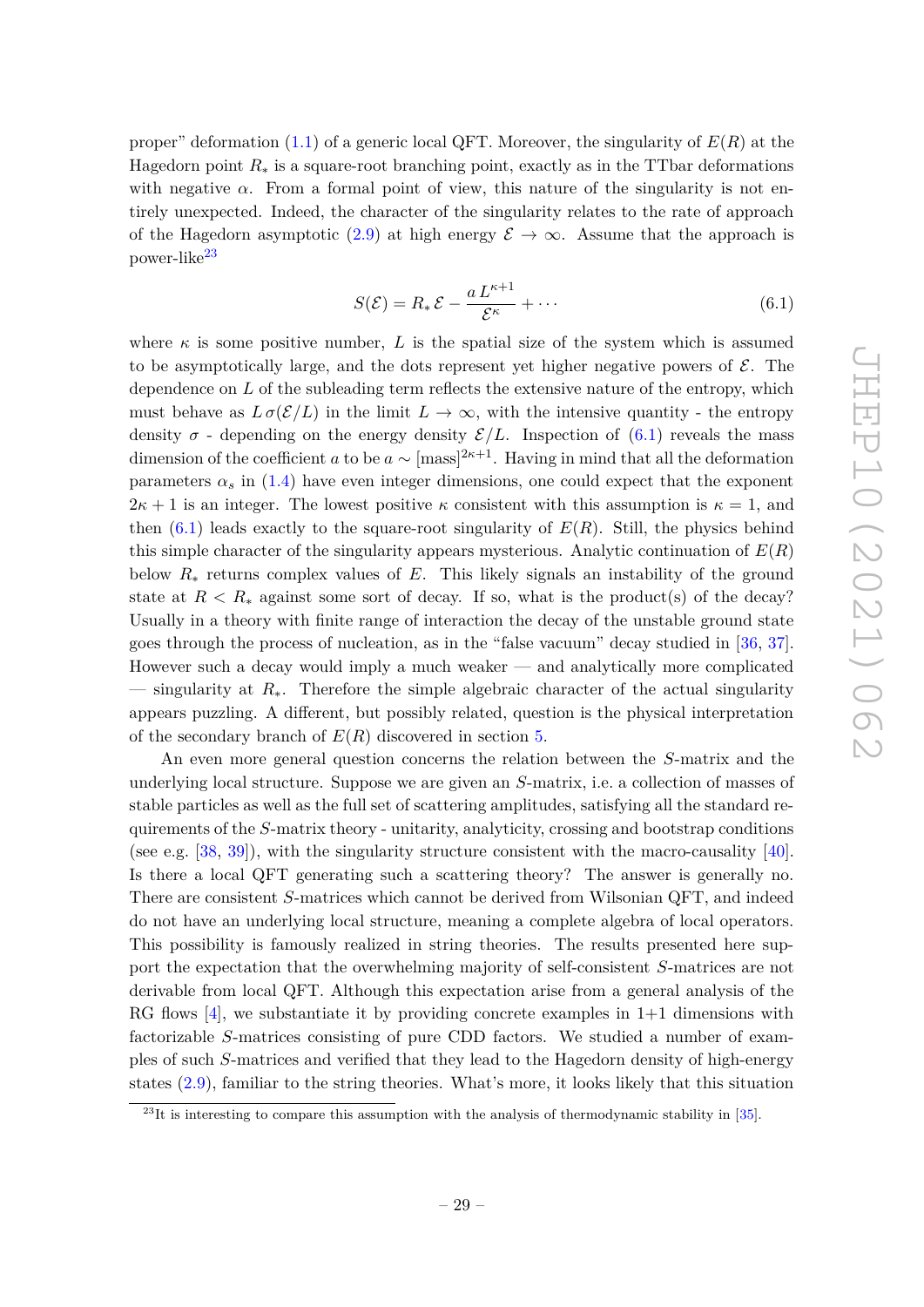proper" deformation (1.1) of a generic local QFT. Moreover, the singularity of $E(R)$ at the Hagedorn point $R_*$ is a square-root branching point, exactly as in the TTbar deformations with negative $\alpha$. From a formal point of view, this nature of the singularity is not entirely unexpected. Indeed, the character of the singularity relates to the rate of approach of the Hagedorn asymptotic (2.9) at high energy $\mathcal{E} \to \infty$. Assume that the approach is power-like[23]

$$S(\mathcal{E}) = R_*\, \mathcal{E} - \frac{a\, L^{\kappa+1}}{\mathcal{E}^\kappa} + \cdots \tag{6.1}$$

where $\kappa$ is some positive number, $L$ is the spatial size of the system which is assumed to be asymptotically large, and the dots represent yet higher negative powers of $\mathcal{E}$. The dependence on $L$ of the subleading term reflects the extensive nature of the entropy, which must behave as $L\,\sigma(\mathcal{E}/L)$ in the limit $L \to \infty$, with the intensive quantity - the entropy density $\sigma$ - depending on the energy density $\mathcal{E}/L$. Inspection of (6.1) reveals the mass dimension of the coefficient $a$ to be $a \sim [\text{mass}]^{2\kappa+1}$. Having in mind that all the deformation parameters $\alpha_s$ in (1.4) have even integer dimensions, one could expect that the exponent $2\kappa+1$ is an integer. The lowest positive $\kappa$ consistent with this assumption is $\kappa = 1$, and then (6.1) leads exactly to the square-root singularity of $E(R)$. Still, the physics behind this simple character of the singularity appears mysterious. Analytic continuation of $E(R)$ below $R_*$ returns complex values of $E$. This likely signals an instability of the ground state at $R < R_*$ against some sort of decay. If so, what is the product(s) of the decay? Usually in a theory with finite range of interaction the decay of the unstable ground state goes through the process of nucleation, as in the "false vacuum" decay studied in [36, 37]. However such a decay would imply a much weaker — and analytically more complicated — singularity at $R_*$. Therefore the simple algebraic character of the actual singularity appears puzzling. A different, but possibly related, question is the physical interpretation of the secondary branch of $E(R)$ discovered in section 5.

An even more general question concerns the relation between the $S$-matrix and the underlying local structure. Suppose we are given an $S$-matrix, i.e. a collection of masses of stable particles as well as the full set of scattering amplitudes, satisfying all the standard requirements of the $S$-matrix theory - unitarity, analyticity, crossing and bootstrap conditions (see e.g. [38, 39]), with the singularity structure consistent with the macro-causality [40]. Is there a local QFT generating such a scattering theory? The answer is generally no. There are consistent $S$-matrices which cannot be derived from Wilsonian QFT, and indeed do not have an underlying local structure, meaning a complete algebra of local operators. This possibility is famously realized in string theories. The results presented here support the expectation that the overwhelming majority of self-consistent $S$-matrices are not derivable from local QFT. Although this expectation arise from a general analysis of the RG flows [4], we substantiate it by providing concrete examples in 1+1 dimensions with factorizable $S$-matrices consisting of pure CDD factors. We studied a number of examples of such $S$-matrices and verified that they lead to the Hagedorn density of high-energy states (2.9), familiar to the string theories. What's more, it looks likely that this situation

[23]It is interesting to compare this assumption with the analysis of thermodynamic stability in [35].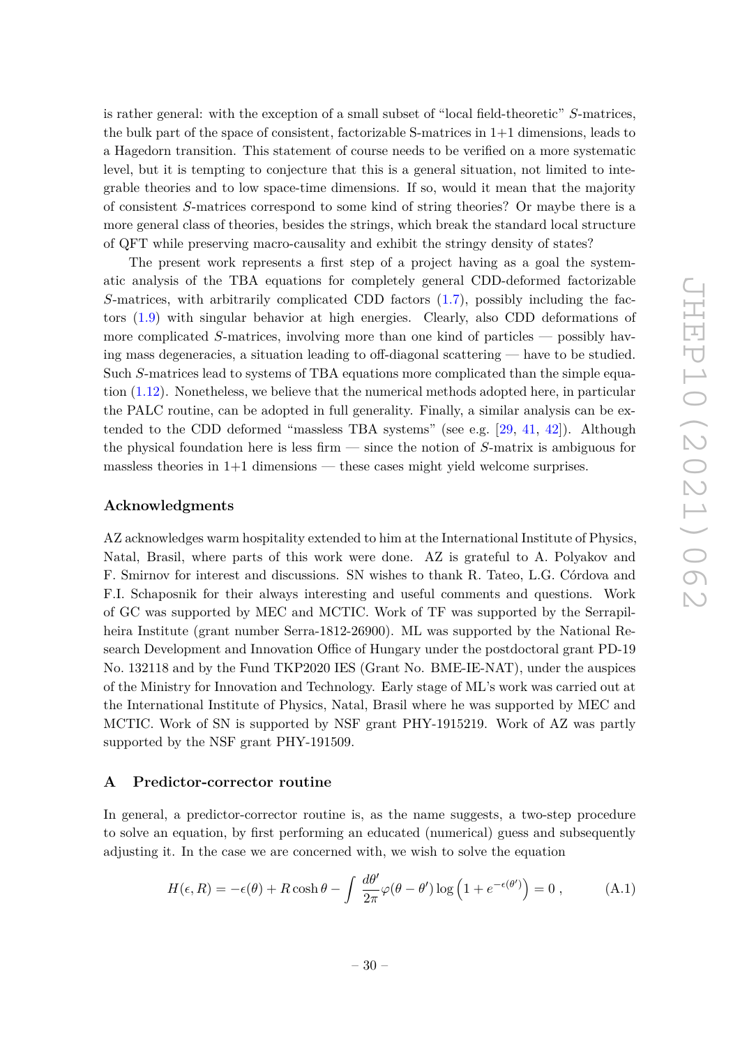is rather general: with the exception of a small subset of "local field-theoretic" $S$-matrices, the bulk part of the space of consistent, factorizable S-matrices in 1+1 dimensions, leads to a Hagedorn transition. This statement of course needs to be verified on a more systematic level, but it is tempting to conjecture that this is a general situation, not limited to integrable theories and to low space-time dimensions. If so, would it mean that the majority of consistent $S$-matrices correspond to some kind of string theories? Or maybe there is a more general class of theories, besides the strings, which break the standard local structure of QFT while preserving macro-causality and exhibit the stringy density of states?

The present work represents a first step of a project having as a goal the systematic analysis of the TBA equations for completely general CDD-deformed factorizable $S$-matrices, with arbitrarily complicated CDD factors (1.7), possibly including the factors (1.9) with singular behavior at high energies. Clearly, also CDD deformations of more complicated $S$-matrices, involving more than one kind of particles — possibly having mass degeneracies, a situation leading to off-diagonal scattering — have to be studied. Such $S$-matrices lead to systems of TBA equations more complicated than the simple equation (1.12). Nonetheless, we believe that the numerical methods adopted here, in particular the PALC routine, can be adopted in full generality. Finally, a similar analysis can be extended to the CDD deformed "massless TBA systems" (see e.g. [29, 41, 42]). Although the physical foundation here is less firm — since the notion of $S$-matrix is ambiguous for massless theories in 1+1 dimensions — these cases might yield welcome surprises.

## Acknowledgments

AZ acknowledges warm hospitality extended to him at the International Institute of Physics, Natal, Brasil, where parts of this work were done. AZ is grateful to A. Polyakov and F. Smirnov for interest and discussions. SN wishes to thank R. Tateo, L.G. Córdova and F.I. Schaposnik for their always interesting and useful comments and questions. Work of GC was supported by MEC and MCTIC. Work of TF was supported by the Serrapilheira Institute (grant number Serra-1812-26900). ML was supported by the National Research Development and Innovation Office of Hungary under the postdoctoral grant PD-19 No. 132118 and by the Fund TKP2020 IES (Grant No. BME-IE-NAT), under the auspices of the Ministry for Innovation and Technology. Early stage of ML's work was carried out at the International Institute of Physics, Natal, Brasil where he was supported by MEC and MCTIC. Work of SN is supported by NSF grant PHY-1915219. Work of AZ was partly supported by the NSF grant PHY-191509.

## A Predictor-corrector routine

In general, a predictor-corrector routine is, as the name suggests, a two-step procedure to solve an equation, by first performing an educated (numerical) guess and subsequently adjusting it. In the case we are concerned with, we wish to solve the equation

$$H(\epsilon, R) = -\epsilon(\theta) + R\cosh\theta - \int \frac{d\theta'}{2\pi}\varphi(\theta-\theta')\log\left(1+e^{-\epsilon(\theta')}\right) = 0\,, \tag{A.1}$$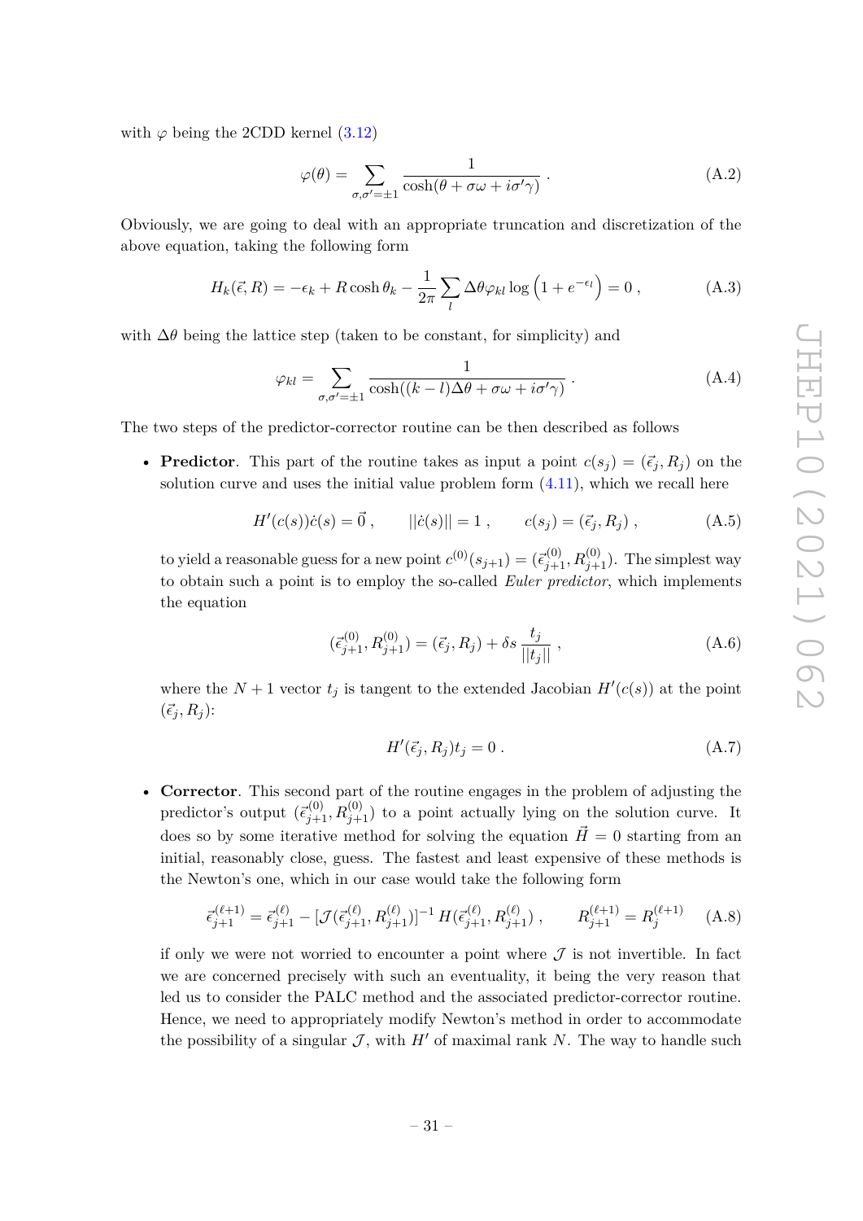with $\varphi$ being the 2CDD kernel (3.12)

$$
\varphi(\theta) = \sum_{\sigma,\sigma'=\pm 1} \frac{1}{\cosh(\theta + \sigma\omega + i\sigma'\gamma)} \; . \tag{A.2}
$$

Obviously, we are going to deal with an appropriate truncation and discretization of the above equation, taking the following form

$$
H_k(\vec{\epsilon}, R) = -\epsilon_k + R\cosh\theta_k - \frac{1}{2\pi}\sum_l \Delta\theta \varphi_{kl} \log\left(1 + e^{-\epsilon_l}\right) = 0 \; , \tag{A.3}
$$

with $\Delta\theta$ being the lattice step (taken to be constant, for simplicity) and

$$
\varphi_{kl} = \sum_{\sigma,\sigma'=\pm 1} \frac{1}{\cosh((k-l)\Delta\theta + \sigma\omega + i\sigma'\gamma)} \; . \tag{A.4}
$$

The two steps of the predictor-corrector routine can be then described as follows

- **Predictor**. This part of the routine takes as input a point $c(s_j) = (\vec{\epsilon}_j, R_j)$ on the solution curve and uses the initial value problem form (4.11), which we recall here

$$
H'(c(s))\dot{c}(s) = \vec{0} \; , \qquad ||\dot{c}(s)|| = 1 \; , \qquad c(s_j) = (\vec{\epsilon}_j, R_j) \; , \tag{A.5}
$$

  to yield a reasonable guess for a new point $c^{(0)}(s_{j+1}) = (\vec{\epsilon}^{(0)}_{j+1}, R^{(0)}_{j+1})$. The simplest way to obtain such a point is to employ the so-called *Euler predictor*, which implements the equation

$$
(\vec{\epsilon}^{(0)}_{j+1}, R^{(0)}_{j+1}) = (\vec{\epsilon}_j, R_j) + \delta s \, \frac{t_j}{||t_j||} \; , \tag{A.6}
$$

  where the $N+1$ vector $t_j$ is tangent to the extended Jacobian $H'(c(s))$ at the point $(\vec{\epsilon}_j, R_j)$:

$$
H'(\vec{\epsilon}_j, R_j) t_j = 0 \; . \tag{A.7}
$$

- **Corrector**. This second part of the routine engages in the problem of adjusting the predictor's output $(\vec{\epsilon}^{(0)}_{j+1}, R^{(0)}_{j+1})$ to a point actually lying on the solution curve. It does so by some iterative method for solving the equation $\vec{H} = 0$ starting from an initial, reasonably close, guess. The fastest and least expensive of these methods is the Newton's one, which in our case would take the following form

$$
\vec{\epsilon}^{(\ell+1)}_{j+1} = \vec{\epsilon}^{(\ell)}_{j+1} - [\mathcal{J}(\vec{\epsilon}^{(\ell)}_{j+1}, R^{(\ell)}_{j+1})]^{-1} \, H(\vec{\epsilon}^{(\ell)}_{j+1}, R^{(\ell)}_{j+1}) \; , \qquad R^{(\ell+1)}_{j+1} = R^{(\ell+1)}_{j} \tag{A.8}
$$

  if only we were not worried to encounter a point where $\mathcal{J}$ is not invertible. In fact we are concerned precisely with such an eventuality, it being the very reason that led us to consider the PALC method and the associated predictor-corrector routine. Hence, we need to appropriately modify Newton's method in order to accommodate the possibility of a singular $\mathcal{J}$, with $H'$ of maximal rank $N$. The way to handle such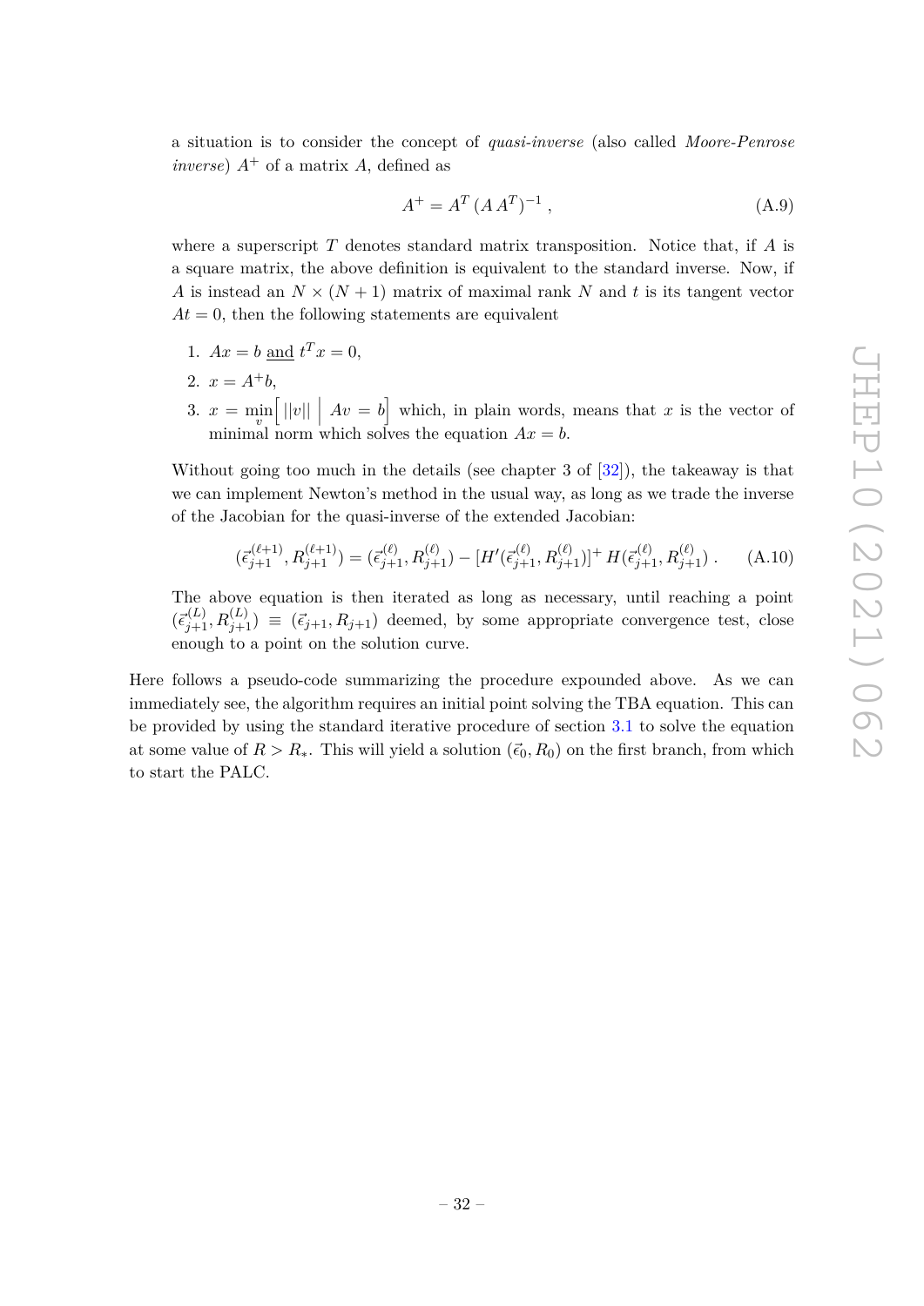a situation is to consider the concept of *quasi-inverse* (also called *Moore-Penrose inverse*) $A^+$ of a matrix $A$, defined as

$$A^+ = A^T\,(A\,A^T)^{-1}\,, \tag{A.9}$$

where a superscript $T$ denotes standard matrix transposition. Notice that, if $A$ is a square matrix, the above definition is equivalent to the standard inverse. Now, if $A$ is instead an $N \times (N+1)$ matrix of maximal rank $N$ and $t$ is its tangent vector $At = 0$, then the following statements are equivalent

1. $Ax = b$ <u>and</u> $t^T x = 0$,
2. $x = A^+ b$,
3. $x = \min\limits_{v}\Big[\, ||v|| \;\Big|\; Av = b\Big]$ which, in plain words, means that $x$ is the vector of minimal norm which solves the equation $Ax = b$.

Without going too much in the details (see chapter 3 of [32]), the takeaway is that we can implement Newton's method in the usual way, as long as we trade the inverse of the Jacobian for the quasi-inverse of the extended Jacobian:

$$(\vec{\epsilon}^{\,(\ell+1)}_{j+1}, R^{(\ell+1)}_{j+1}) = (\vec{\epsilon}^{\,(\ell)}_{j+1}, R^{(\ell)}_{j+1}) - [H'(\vec{\epsilon}^{\,(\ell)}_{j+1}, R^{(\ell)}_{j+1})]^+\, H(\vec{\epsilon}^{\,(\ell)}_{j+1}, R^{(\ell)}_{j+1})\,. \tag{A.10}$$

The above equation is then iterated as long as necessary, until reaching a point $(\vec{\epsilon}^{\,(L)}_{j+1}, R^{(L)}_{j+1}) \equiv (\vec{\epsilon}_{j+1}, R_{j+1})$ deemed, by some appropriate convergence test, close enough to a point on the solution curve.

Here follows a pseudo-code summarizing the procedure expounded above. As we can immediately see, the algorithm requires an initial point solving the TBA equation. This can be provided by using the standard iterative procedure of section 3.1 to solve the equation at some value of $R > R_*$. This will yield a solution $(\vec{\epsilon}_0, R_0)$ on the first branch, from which to start the PALC.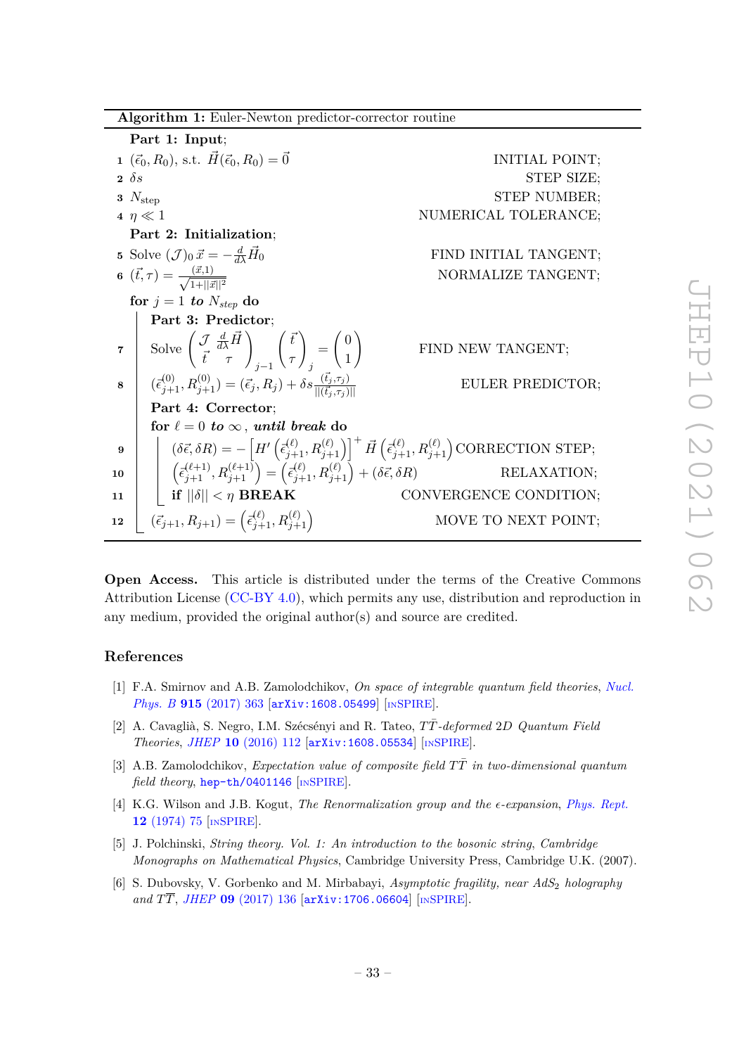**Algorithm 1:** Euler-Newton predictor-corrector routine

```
Part 1: Input;
1  (ε⃗_0, R_0), s.t. H⃗(ε⃗_0, R_0) = 0⃗                          INITIAL POINT;
2  δs                                                        STEP SIZE;
3  N_step                                                    STEP NUMBER;
4  η ≪ 1                                                     NUMERICAL TOLERANCE;
Part 2: Initialization;
5  Solve (J)_0 x⃗ = −(d/dλ) H⃗_0                               FIND INITIAL TANGENT;
6  (t⃗, τ) = (x⃗, 1) / sqrt(1 + ||x⃗||^2)                        NORMALIZE TANGENT;
for j = 1 to N_step do
   Part 3: Predictor;
7     Solve ( J  (d/dλ)H⃗ ; t⃗  τ )_{j−1} ( t⃗ ; τ )_j = ( 0 ; 1 )      FIND NEW TANGENT;
8     (ε⃗^(0)_{j+1}, R^(0)_{j+1}) = (ε⃗_j, R_j) + δs (t⃗_j, τ_j)/||(t⃗_j, τ_j)||   EULER PREDICTOR;
   Part 4: Corrector;
   for ℓ = 0 to ∞, until break do
9     (δε⃗, δR) = −[H′(ε⃗^(ℓ)_{j+1}, R^(ℓ)_{j+1})]^+ H⃗(ε⃗^(ℓ)_{j+1}, R^(ℓ)_{j+1})   CORRECTION STEP;
10    (ε⃗^(ℓ+1)_{j+1}, R^(ℓ+1)_{j+1}) = (ε⃗^(ℓ)_{j+1}, R^(ℓ)_{j+1}) + (δε⃗, δR)    RELAXATION;
11    if ||δ|| < η BREAK                                       CONVERGENCE CONDITION;
12 (ε⃗_{j+1}, R_{j+1}) = (ε⃗^(ℓ)_{j+1}, R^(ℓ)_{j+1})              MOVE TO NEXT POINT;
```

In mathematical notation:

**Part 1: Input;**

1. $(\vec{\epsilon}_0, R_0)$, s.t. $\vec{H}(\vec{\epsilon}_0, R_0) = \vec{0}$ — INITIAL POINT;
2. $\delta s$ — STEP SIZE;
3. $N_{\text{step}}$ — STEP NUMBER;
4. $\eta \ll 1$ — NUMERICAL TOLERANCE;

**Part 2: Initialization;**

5. Solve $(\mathcal{J})_0 \, \vec{x} = -\frac{d}{d\lambda}\vec{H}_0$ — FIND INITIAL TANGENT;
6. $(\vec{t}, \tau) = \frac{(\vec{x}, 1)}{\sqrt{1+||\vec{x}||^2}}$ — NORMALIZE TANGENT;

**for** $j = 1$ *to* $N_{step}$ **do**

**Part 3: Predictor;**

7. Solve $\begin{pmatrix} \mathcal{J} & \frac{d}{d\lambda}\vec{H} \\ \vec{t} & \tau \end{pmatrix}_{j-1} \begin{pmatrix} \vec{t} \\ \tau \end{pmatrix}_j = \begin{pmatrix} 0 \\ 1 \end{pmatrix}$ — FIND NEW TANGENT;
8. $(\vec{\epsilon}^{(0)}_{j+1}, R^{(0)}_{j+1}) = (\vec{\epsilon}_j, R_j) + \delta s \frac{(\vec{t}_j, \tau_j)}{||(\vec{t}_j, \tau_j)||}$ — EULER PREDICTOR;

**Part 4: Corrector;**

**for** $\ell = 0$ *to* $\infty$, ***until break*** **do**

9. $(\delta\vec{\epsilon}, \delta R) = -\left[H'\left(\vec{\epsilon}^{(\ell)}_{j+1}, R^{(\ell)}_{j+1}\right)\right]^+ \vec{H}\left(\vec{\epsilon}^{(\ell)}_{j+1}, R^{(\ell)}_{j+1}\right)$ — CORRECTION STEP;
10. $\left(\vec{\epsilon}^{(\ell+1)}_{j+1}, R^{(\ell+1)}_{j+1}\right) = \left(\vec{\epsilon}^{(\ell)}_{j+1}, R^{(\ell)}_{j+1}\right) + (\delta\vec{\epsilon}, \delta R)$ — RELAXATION;
11. **if** $||\delta|| < \eta$ **BREAK** — CONVERGENCE CONDITION;

12. $(\vec{\epsilon}_{j+1}, R_{j+1}) = \left(\vec{\epsilon}^{(\ell)}_{j+1}, R^{(\ell)}_{j+1}\right)$ — MOVE TO NEXT POINT;

**Open Access.** This article is distributed under the terms of the Creative Commons Attribution License (CC-BY 4.0), which permits any use, distribution and reproduction in any medium, provided the original author(s) and source are credited.

## References

[1] F.A. Smirnov and A.B. Zamolodchikov, *On space of integrable quantum field theories*, *Nucl. Phys. B* **915** (2017) 363 [arXiv:1608.05499] [INSPIRE].

[2] A. Cavaglià, S. Negro, I.M. Szécsényi and R. Tateo, *$T\bar{T}$-deformed 2D Quantum Field Theories*, *JHEP* **10** (2016) 112 [arXiv:1608.05534] [INSPIRE].

[3] A.B. Zamolodchikov, *Expectation value of composite field $T\bar{T}$ in two-dimensional quantum field theory*, hep-th/0401146 [INSPIRE].

[4] K.G. Wilson and J.B. Kogut, *The Renormalization group and the $\epsilon$-expansion*, *Phys. Rept.* **12** (1974) 75 [INSPIRE].

[5] J. Polchinski, *String theory. Vol. 1: An introduction to the bosonic string*, *Cambridge Monographs on Mathematical Physics*, Cambridge University Press, Cambridge U.K. (2007).

[6] S. Dubovsky, V. Gorbenko and M. Mirbabayi, *Asymptotic fragility, near AdS$_2$ holography and $T\bar{T}$*, *JHEP* **09** (2017) 136 [arXiv:1706.06604] [INSPIRE].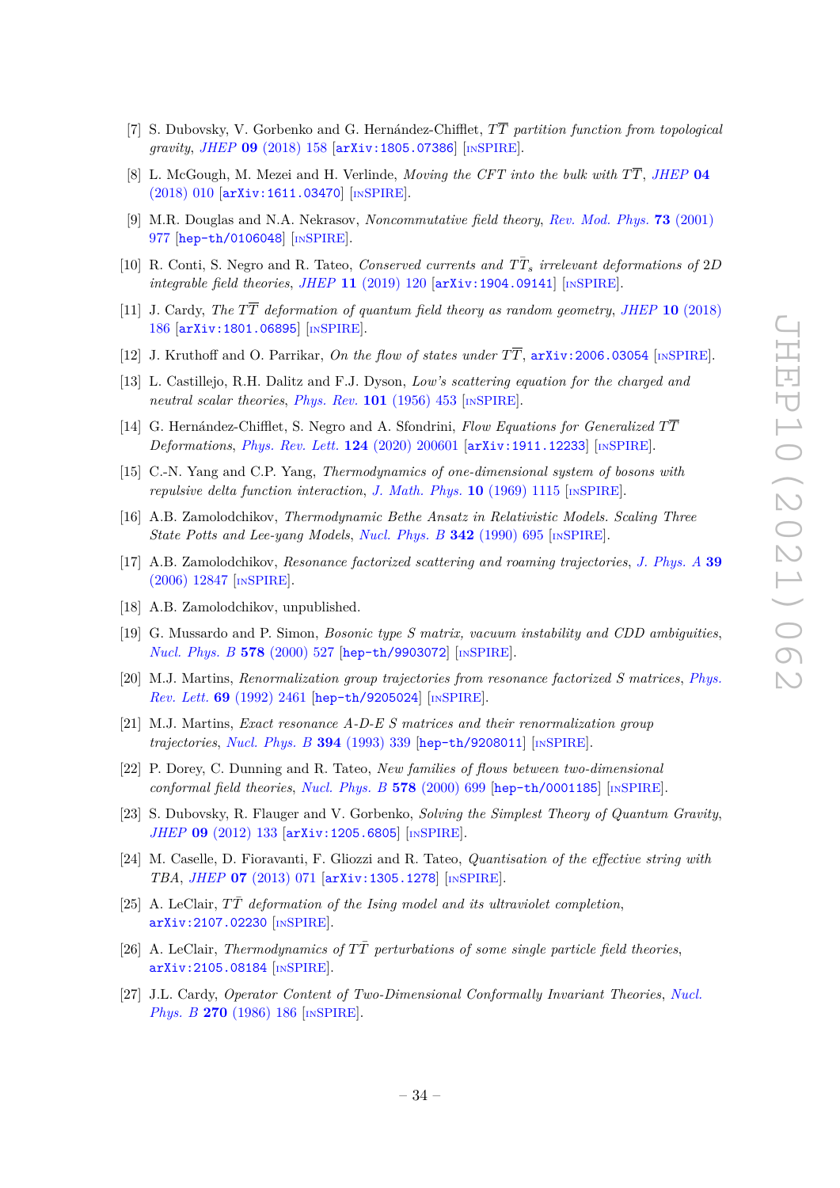- [7] S. Dubovsky, V. Gorbenko and G. Hernández-Chifflet, $T\overline{T}$ *partition function from topological gravity*, *JHEP* **09** (2018) 158 [arXiv:1805.07386] [INSPIRE].
- [8] L. McGough, M. Mezei and H. Verlinde, *Moving the CFT into the bulk with* $T\overline{T}$, *JHEP* **04** (2018) 010 [arXiv:1611.03470] [INSPIRE].
- [9] M.R. Douglas and N.A. Nekrasov, *Noncommutative field theory*, *Rev. Mod. Phys.* **73** (2001) 977 [hep-th/0106048] [INSPIRE].
- [10] R. Conti, S. Negro and R. Tateo, *Conserved currents and* $T\overline{T}_s$ *irrelevant deformations of* 2D *integrable field theories*, *JHEP* **11** (2019) 120 [arXiv:1904.09141] [INSPIRE].
- [11] J. Cardy, *The* $T\overline{T}$ *deformation of quantum field theory as random geometry*, *JHEP* **10** (2018) 186 [arXiv:1801.06895] [INSPIRE].
- [12] J. Kruthoff and O. Parrikar, *On the flow of states under* $T\overline{T}$, arXiv:2006.03054 [INSPIRE].
- [13] L. Castillejo, R.H. Dalitz and F.J. Dyson, *Low's scattering equation for the charged and neutral scalar theories*, *Phys. Rev.* **101** (1956) 453 [INSPIRE].
- [14] G. Hernández-Chifflet, S. Negro and A. Sfondrini, *Flow Equations for Generalized* $T\overline{T}$ *Deformations*, *Phys. Rev. Lett.* **124** (2020) 200601 [arXiv:1911.12233] [INSPIRE].
- [15] C.-N. Yang and C.P. Yang, *Thermodynamics of one-dimensional system of bosons with repulsive delta function interaction*, *J. Math. Phys.* **10** (1969) 1115 [INSPIRE].
- [16] A.B. Zamolodchikov, *Thermodynamic Bethe Ansatz in Relativistic Models. Scaling Three State Potts and Lee-yang Models*, *Nucl. Phys. B* **342** (1990) 695 [INSPIRE].
- [17] A.B. Zamolodchikov, *Resonance factorized scattering and roaming trajectories*, *J. Phys. A* **39** (2006) 12847 [INSPIRE].
- [18] A.B. Zamolodchikov, unpublished.
- [19] G. Mussardo and P. Simon, *Bosonic type S matrix, vacuum instability and CDD ambiguities*, *Nucl. Phys. B* **578** (2000) 527 [hep-th/9903072] [INSPIRE].
- [20] M.J. Martins, *Renormalization group trajectories from resonance factorized S matrices*, *Phys. Rev. Lett.* **69** (1992) 2461 [hep-th/9205024] [INSPIRE].
- [21] M.J. Martins, *Exact resonance A-D-E S matrices and their renormalization group trajectories*, *Nucl. Phys. B* **394** (1993) 339 [hep-th/9208011] [INSPIRE].
- [22] P. Dorey, C. Dunning and R. Tateo, *New families of flows between two-dimensional conformal field theories*, *Nucl. Phys. B* **578** (2000) 699 [hep-th/0001185] [INSPIRE].
- [23] S. Dubovsky, R. Flauger and V. Gorbenko, *Solving the Simplest Theory of Quantum Gravity*, *JHEP* **09** (2012) 133 [arXiv:1205.6805] [INSPIRE].
- [24] M. Caselle, D. Fioravanti, F. Gliozzi and R. Tateo, *Quantisation of the effective string with TBA*, *JHEP* **07** (2013) 071 [arXiv:1305.1278] [INSPIRE].
- [25] A. LeClair, $T\bar{T}$ *deformation of the Ising model and its ultraviolet completion*, arXiv:2107.02230 [INSPIRE].
- [26] A. LeClair, *Thermodynamics of* $T\bar{T}$ *perturbations of some single particle field theories*, arXiv:2105.08184 [INSPIRE].
- [27] J.L. Cardy, *Operator Content of Two-Dimensional Conformally Invariant Theories*, *Nucl. Phys. B* **270** (1986) 186 [INSPIRE].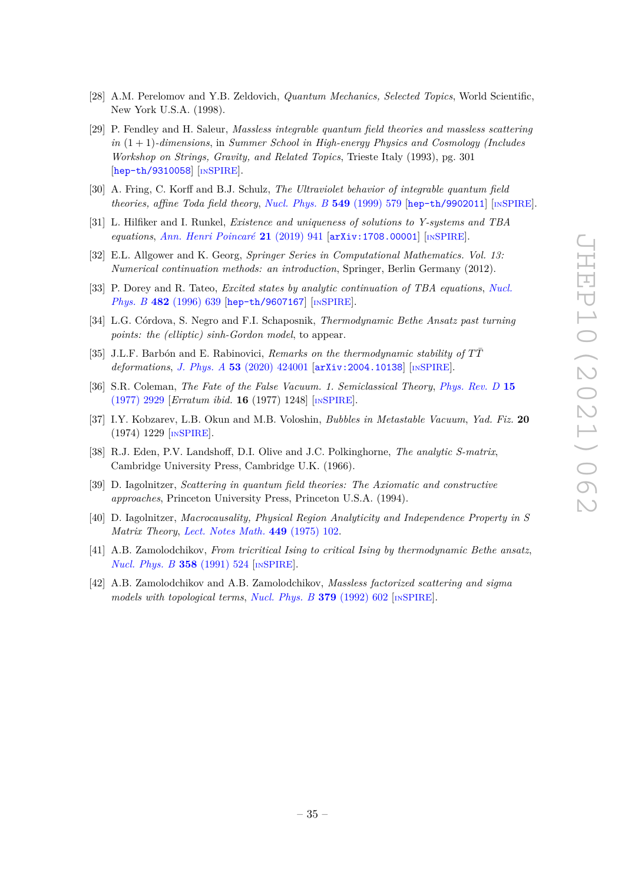- [28] A.M. Perelomov and Y.B. Zeldovich, *Quantum Mechanics, Selected Topics*, World Scientific, New York U.S.A. (1998).
- [29] P. Fendley and H. Saleur, *Massless integrable quantum field theories and massless scattering in* $(1+1)$*-dimensions*, in *Summer School in High-energy Physics and Cosmology (Includes Workshop on Strings, Gravity, and Related Topics*, Trieste Italy (1993), pg. 301 [hep-th/9310058] [INSPIRE].
- [30] A. Fring, C. Korff and B.J. Schulz, *The Ultraviolet behavior of integrable quantum field theories, affine Toda field theory*, Nucl. Phys. B **549** (1999) 579 [hep-th/9902011] [INSPIRE].
- [31] L. Hilfiker and I. Runkel, *Existence and uniqueness of solutions to Y-systems and TBA equations*, Ann. Henri Poincaré **21** (2019) 941 [arXiv:1708.00001] [INSPIRE].
- [32] E.L. Allgower and K. Georg, *Springer Series in Computational Mathematics. Vol. 13: Numerical continuation methods: an introduction*, Springer, Berlin Germany (2012).
- [33] P. Dorey and R. Tateo, *Excited states by analytic continuation of TBA equations*, Nucl. Phys. B **482** (1996) 639 [hep-th/9607167] [INSPIRE].
- [34] L.G. Córdova, S. Negro and F.I. Schaposnik, *Thermodynamic Bethe Ansatz past turning points: the (elliptic) sinh-Gordon model*, to appear.
- [35] J.L.F. Barbón and E. Rabinovici, *Remarks on the thermodynamic stability of* $T\bar{T}$ *deformations*, J. Phys. A **53** (2020) 424001 [arXiv:2004.10138] [INSPIRE].
- [36] S.R. Coleman, *The Fate of the False Vacuum. 1. Semiclassical Theory*, Phys. Rev. D **15** (1977) 2929 [*Erratum ibid.* **16** (1977) 1248] [INSPIRE].
- [37] I.Y. Kobzarev, L.B. Okun and M.B. Voloshin, *Bubbles in Metastable Vacuum*, *Yad. Fiz.* **20** (1974) 1229 [INSPIRE].
- [38] R.J. Eden, P.V. Landshoff, D.I. Olive and J.C. Polkinghorne, *The analytic S-matrix*, Cambridge University Press, Cambridge U.K. (1966).
- [39] D. Iagolnitzer, *Scattering in quantum field theories: The Axiomatic and constructive approaches*, Princeton University Press, Princeton U.S.A. (1994).
- [40] D. Iagolnitzer, *Macrocausality, Physical Region Analyticity and Independence Property in S Matrix Theory*, Lect. Notes Math. **449** (1975) 102.
- [41] A.B. Zamolodchikov, *From tricritical Ising to critical Ising by thermodynamic Bethe ansatz*, Nucl. Phys. B **358** (1991) 524 [INSPIRE].
- [42] A.B. Zamolodchikov and A.B. Zamolodchikov, *Massless factorized scattering and sigma models with topological terms*, Nucl. Phys. B **379** (1992) 602 [INSPIRE].